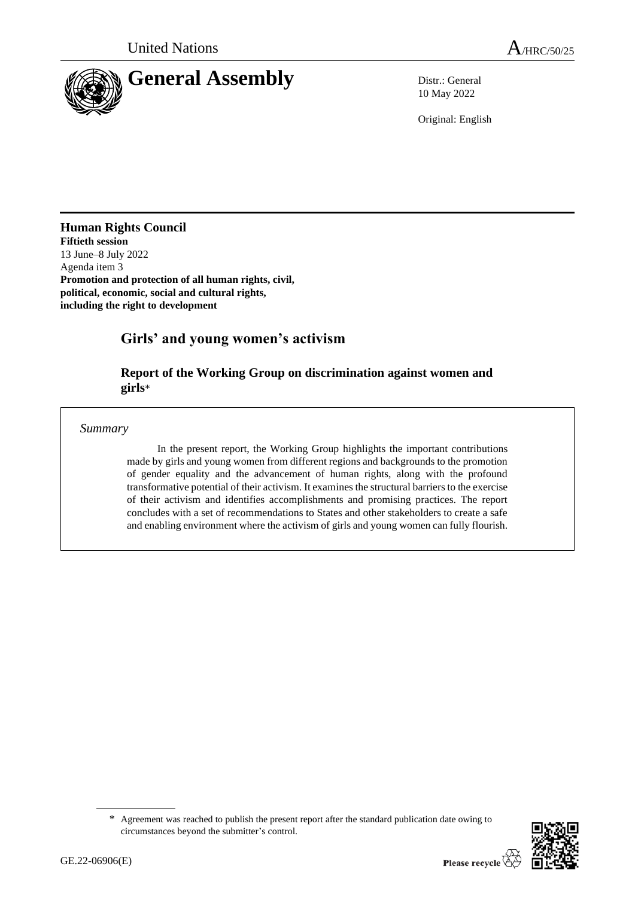United Nations A/HRC/50/25

# General Assembly

Distr.: General
10 May 2022

Original: English

**Human Rights Council**
**Fiftieth session**
13 June–8 July 2022
Agenda item 3
**Promotion and protection of all human rights, civil, political, economic, social and cultural rights, including the right to development**

## Girls' and young women's activism

### Report of the Working Group on discrimination against women and girls*

*Summary*

In the present report, the Working Group highlights the important contributions made by girls and young women from different regions and backgrounds to the promotion of gender equality and the advancement of human rights, along with the profound transformative potential of their activism. It examines the structural barriers to the exercise of their activism and identifies accomplishments and promising practices. The report concludes with a set of recommendations to States and other stakeholders to create a safe and enabling environment where the activism of girls and young women can fully flourish.

\* Agreement was reached to publish the present report after the standard publication date owing to circumstances beyond the submitter's control.

GE.22-06906(E)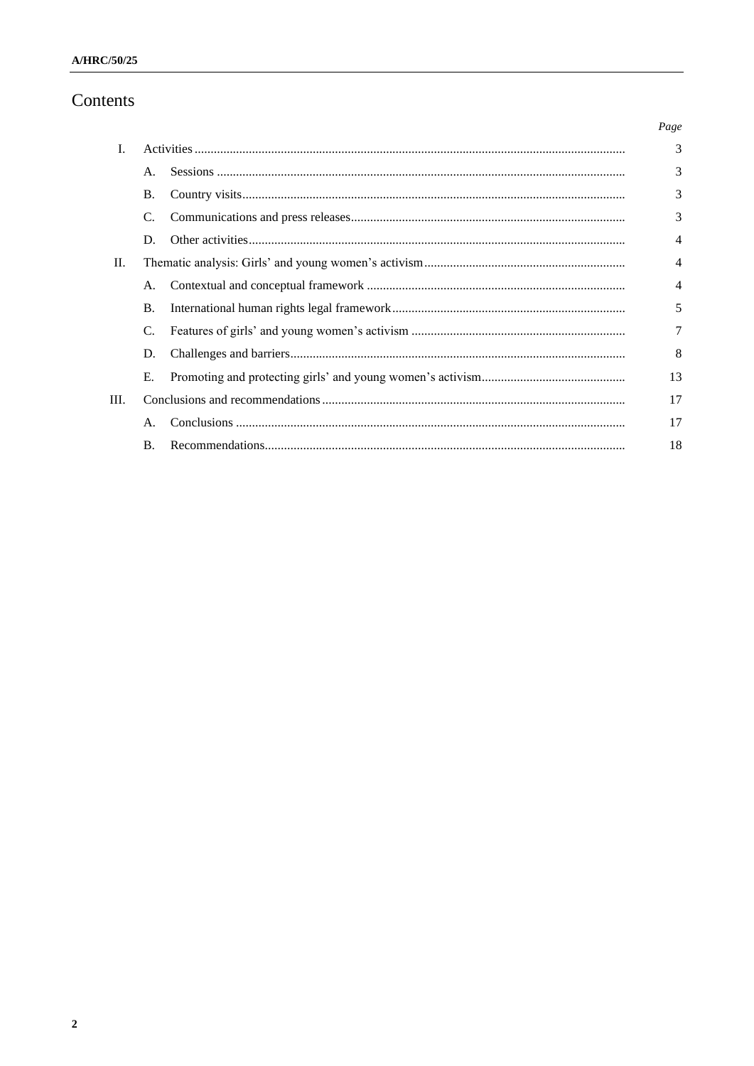# Contents

| | | | Page |
|---|---|---|---|
| I. | | Activities | 3 |
| | A. | Sessions | 3 |
| | B. | Country visits | 3 |
| | C. | Communications and press releases | 3 |
| | D. | Other activities | 4 |
| II. | | Thematic analysis: Girls' and young women's activism | 4 |
| | A. | Contextual and conceptual framework | 4 |
| | B. | International human rights legal framework | 5 |
| | C. | Features of girls' and young women's activism | 7 |
| | D. | Challenges and barriers | 8 |
| | E. | Promoting and protecting girls' and young women's activism | 13 |
| III. | | Conclusions and recommendations | 17 |
| | A. | Conclusions | 17 |
| | B. | Recommendations | 18 |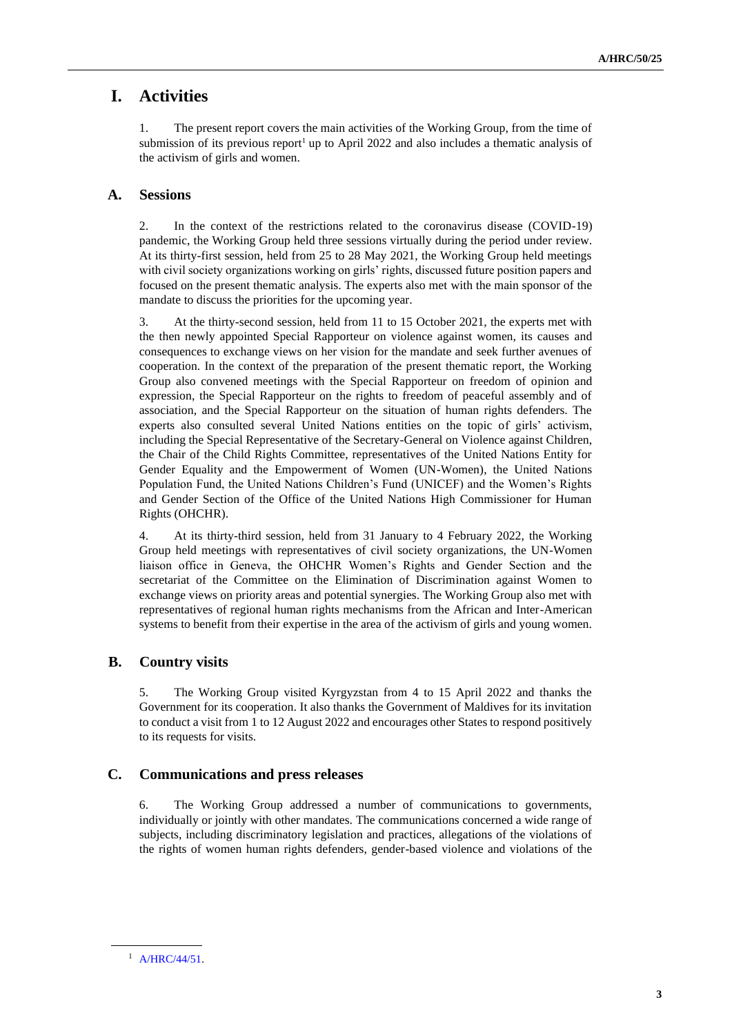# I. Activities

1. The present report covers the main activities of the Working Group, from the time of submission of its previous report[1] up to April 2022 and also includes a thematic analysis of the activism of girls and women.

## A. Sessions

2. In the context of the restrictions related to the coronavirus disease (COVID-19) pandemic, the Working Group held three sessions virtually during the period under review. At its thirty-first session, held from 25 to 28 May 2021, the Working Group held meetings with civil society organizations working on girls' rights, discussed future position papers and focused on the present thematic analysis. The experts also met with the main sponsor of the mandate to discuss the priorities for the upcoming year.

3. At the thirty-second session, held from 11 to 15 October 2021, the experts met with the then newly appointed Special Rapporteur on violence against women, its causes and consequences to exchange views on her vision for the mandate and seek further avenues of cooperation. In the context of the preparation of the present thematic report, the Working Group also convened meetings with the Special Rapporteur on freedom of opinion and expression, the Special Rapporteur on the rights to freedom of peaceful assembly and of association, and the Special Rapporteur on the situation of human rights defenders. The experts also consulted several United Nations entities on the topic of girls' activism, including the Special Representative of the Secretary-General on Violence against Children, the Chair of the Child Rights Committee, representatives of the United Nations Entity for Gender Equality and the Empowerment of Women (UN-Women), the United Nations Population Fund, the United Nations Children's Fund (UNICEF) and the Women's Rights and Gender Section of the Office of the United Nations High Commissioner for Human Rights (OHCHR).

4. At its thirty-third session, held from 31 January to 4 February 2022, the Working Group held meetings with representatives of civil society organizations, the UN-Women liaison office in Geneva, the OHCHR Women's Rights and Gender Section and the secretariat of the Committee on the Elimination of Discrimination against Women to exchange views on priority areas and potential synergies. The Working Group also met with representatives of regional human rights mechanisms from the African and Inter-American systems to benefit from their expertise in the area of the activism of girls and young women.

## B. Country visits

5. The Working Group visited Kyrgyzstan from 4 to 15 April 2022 and thanks the Government for its cooperation. It also thanks the Government of Maldives for its invitation to conduct a visit from 1 to 12 August 2022 and encourages other States to respond positively to its requests for visits.

## C. Communications and press releases

6. The Working Group addressed a number of communications to governments, individually or jointly with other mandates. The communications concerned a wide range of subjects, including discriminatory legislation and practices, allegations of the violations of the rights of women human rights defenders, gender-based violence and violations of the

---

[1] A/HRC/44/51.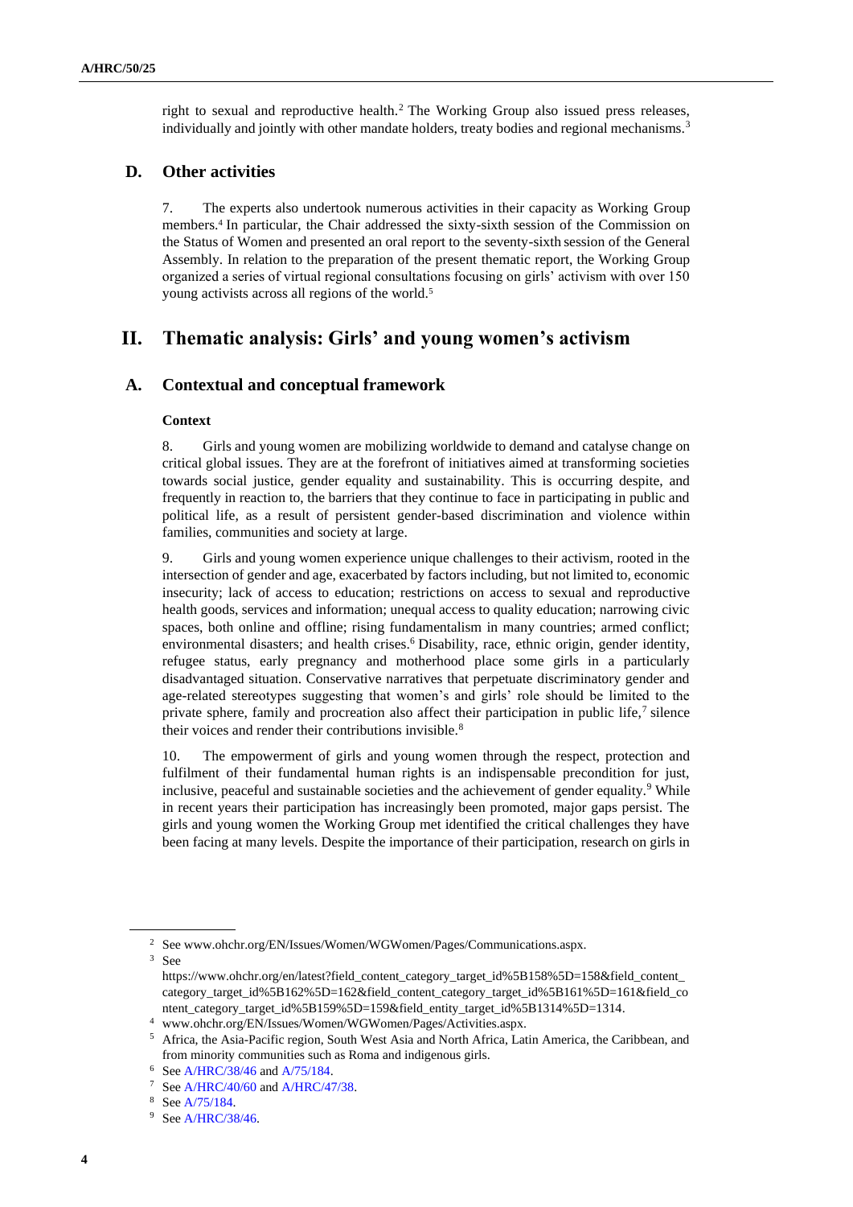right to sexual and reproductive health.[2] The Working Group also issued press releases, individually and jointly with other mandate holders, treaty bodies and regional mechanisms.[3]

## D. Other activities

7. The experts also undertook numerous activities in their capacity as Working Group members.[4] In particular, the Chair addressed the sixty-sixth session of the Commission on the Status of Women and presented an oral report to the seventy-sixth session of the General Assembly. In relation to the preparation of the present thematic report, the Working Group organized a series of virtual regional consultations focusing on girls' activism with over 150 young activists across all regions of the world.[5]

# II. Thematic analysis: Girls' and young women's activism

## A. Contextual and conceptual framework

**Context**

8. Girls and young women are mobilizing worldwide to demand and catalyse change on critical global issues. They are at the forefront of initiatives aimed at transforming societies towards social justice, gender equality and sustainability. This is occurring despite, and frequently in reaction to, the barriers that they continue to face in participating in public and political life, as a result of persistent gender-based discrimination and violence within families, communities and society at large.

9. Girls and young women experience unique challenges to their activism, rooted in the intersection of gender and age, exacerbated by factors including, but not limited to, economic insecurity; lack of access to education; restrictions on access to sexual and reproductive health goods, services and information; unequal access to quality education; narrowing civic spaces, both online and offline; rising fundamentalism in many countries; armed conflict; environmental disasters; and health crises.[6] Disability, race, ethnic origin, gender identity, refugee status, early pregnancy and motherhood place some girls in a particularly disadvantaged situation. Conservative narratives that perpetuate discriminatory gender and age-related stereotypes suggesting that women's and girls' role should be limited to the private sphere, family and procreation also affect their participation in public life,[7] silence their voices and render their contributions invisible.[8]

10. The empowerment of girls and young women through the respect, protection and fulfilment of their fundamental human rights is an indispensable precondition for just, inclusive, peaceful and sustainable societies and the achievement of gender equality.[9] While in recent years their participation has increasingly been promoted, major gaps persist. The girls and young women the Working Group met identified the critical challenges they have been facing at many levels. Despite the importance of their participation, research on girls in

---

[2] See www.ohchr.org/EN/Issues/Women/WGWomen/Pages/Communications.aspx.

[3] See https://www.ohchr.org/en/latest?field_content_category_target_id%5B158%5D=158&field_content_category_target_id%5B162%5D=162&field_content_category_target_id%5B161%5D=161&field_content_category_target_id%5B159%5D=159&field_entity_target_id%5B1314%5D=1314.

[4] www.ohchr.org/EN/Issues/Women/WGWomen/Pages/Activities.aspx.

[5] Africa, the Asia-Pacific region, South West Asia and North Africa, Latin America, the Caribbean, and from minority communities such as Roma and indigenous girls.

[6] See A/HRC/38/46 and A/75/184.

[7] See A/HRC/40/60 and A/HRC/47/38.

[8] See A/75/184.

[9] See A/HRC/38/46.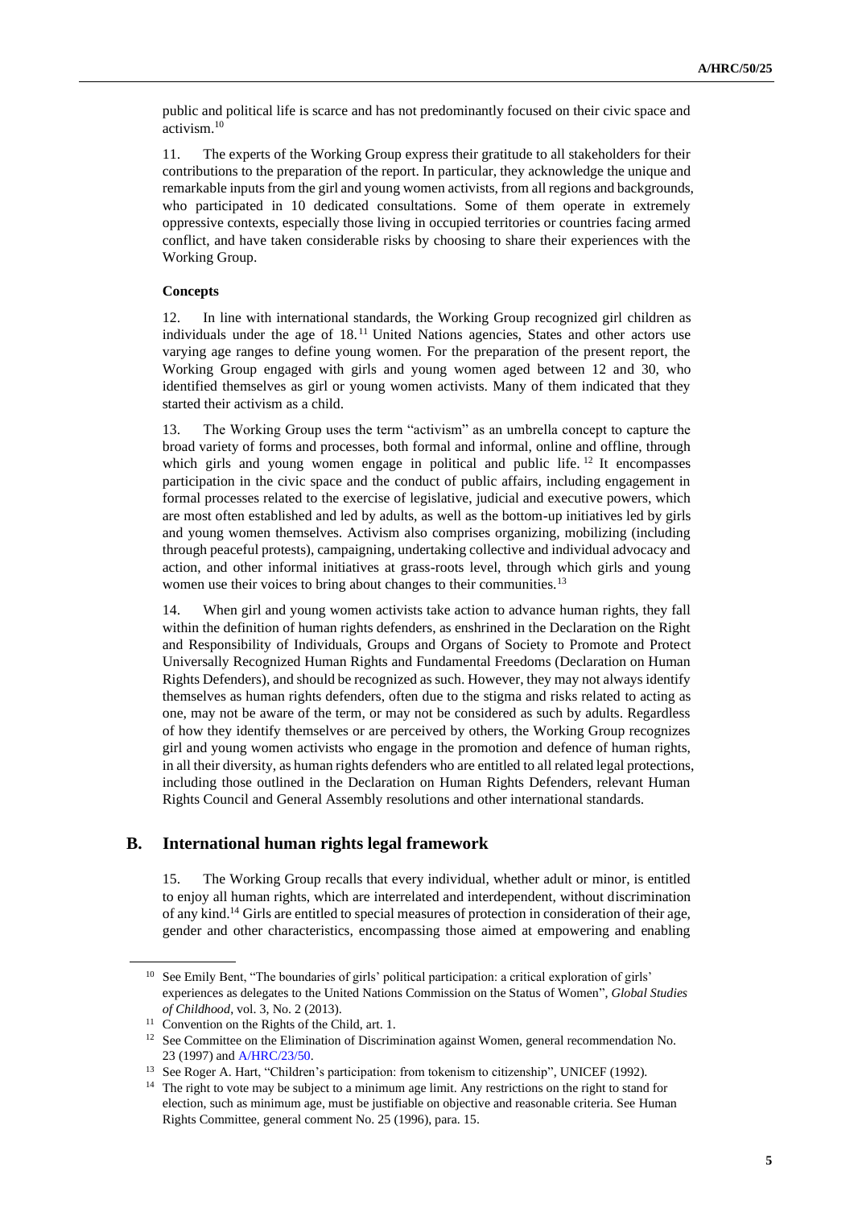public and political life is scarce and has not predominantly focused on their civic space and activism.[10]

11. The experts of the Working Group express their gratitude to all stakeholders for their contributions to the preparation of the report. In particular, they acknowledge the unique and remarkable inputs from the girl and young women activists, from all regions and backgrounds, who participated in 10 dedicated consultations. Some of them operate in extremely oppressive contexts, especially those living in occupied territories or countries facing armed conflict, and have taken considerable risks by choosing to share their experiences with the Working Group.

**Concepts**

12. In line with international standards, the Working Group recognized girl children as individuals under the age of 18.[11] United Nations agencies, States and other actors use varying age ranges to define young women. For the preparation of the present report, the Working Group engaged with girls and young women aged between 12 and 30, who identified themselves as girl or young women activists. Many of them indicated that they started their activism as a child.

13. The Working Group uses the term "activism" as an umbrella concept to capture the broad variety of forms and processes, both formal and informal, online and offline, through which girls and young women engage in political and public life.[12] It encompasses participation in the civic space and the conduct of public affairs, including engagement in formal processes related to the exercise of legislative, judicial and executive powers, which are most often established and led by adults, as well as the bottom-up initiatives led by girls and young women themselves. Activism also comprises organizing, mobilizing (including through peaceful protests), campaigning, undertaking collective and individual advocacy and action, and other informal initiatives at grass-roots level, through which girls and young women use their voices to bring about changes to their communities.[13]

14. When girl and young women activists take action to advance human rights, they fall within the definition of human rights defenders, as enshrined in the Declaration on the Right and Responsibility of Individuals, Groups and Organs of Society to Promote and Protect Universally Recognized Human Rights and Fundamental Freedoms (Declaration on Human Rights Defenders), and should be recognized as such. However, they may not always identify themselves as human rights defenders, often due to the stigma and risks related to acting as one, may not be aware of the term, or may not be considered as such by adults. Regardless of how they identify themselves or are perceived by others, the Working Group recognizes girl and young women activists who engage in the promotion and defence of human rights, in all their diversity, as human rights defenders who are entitled to all related legal protections, including those outlined in the Declaration on Human Rights Defenders, relevant Human Rights Council and General Assembly resolutions and other international standards.

## B. International human rights legal framework

15. The Working Group recalls that every individual, whether adult or minor, is entitled to enjoy all human rights, which are interrelated and interdependent, without discrimination of any kind.[14] Girls are entitled to special measures of protection in consideration of their age, gender and other characteristics, encompassing those aimed at empowering and enabling

---

[10] See Emily Bent, "The boundaries of girls' political participation: a critical exploration of girls' experiences as delegates to the United Nations Commission on the Status of Women", *Global Studies of Childhood*, vol. 3, No. 2 (2013).

[11] Convention on the Rights of the Child, art. 1.

[12] See Committee on the Elimination of Discrimination against Women, general recommendation No. 23 (1997) and A/HRC/23/50.

[13] See Roger A. Hart, "Children's participation: from tokenism to citizenship", UNICEF (1992).

[14] The right to vote may be subject to a minimum age limit. Any restrictions on the right to stand for election, such as minimum age, must be justifiable on objective and reasonable criteria. See Human Rights Committee, general comment No. 25 (1996), para. 15.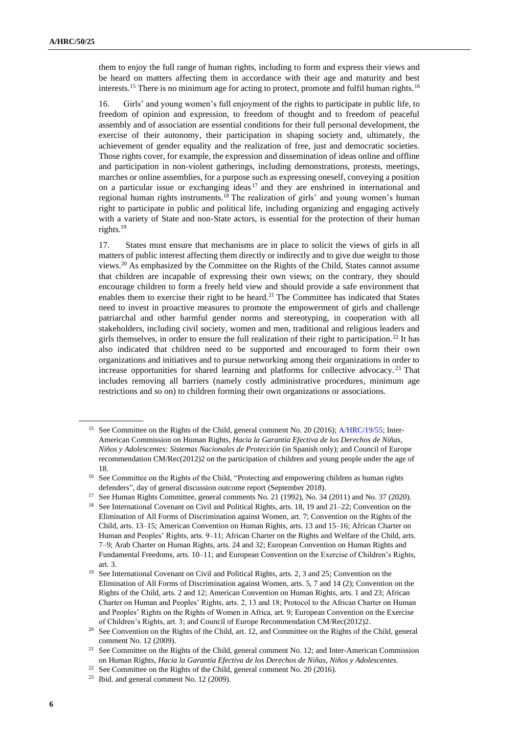them to enjoy the full range of human rights, including to form and express their views and be heard on matters affecting them in accordance with their age and maturity and best interests.[15] There is no minimum age for acting to protect, promote and fulfil human rights.[16]

16. Girls' and young women's full enjoyment of the rights to participate in public life, to freedom of opinion and expression, to freedom of thought and to freedom of peaceful assembly and of association are essential conditions for their full personal development, the exercise of their autonomy, their participation in shaping society and, ultimately, the achievement of gender equality and the realization of free, just and democratic societies. Those rights cover, for example, the expression and dissemination of ideas online and offline and participation in non-violent gatherings, including demonstrations, protests, meetings, marches or online assemblies, for a purpose such as expressing oneself, conveying a position on a particular issue or exchanging ideas[17] and they are enshrined in international and regional human rights instruments.[18] The realization of girls' and young women's human right to participate in public and political life, including organizing and engaging actively with a variety of State and non-State actors, is essential for the protection of their human rights.[19]

17. States must ensure that mechanisms are in place to solicit the views of girls in all matters of public interest affecting them directly or indirectly and to give due weight to those views.[20] As emphasized by the Committee on the Rights of the Child, States cannot assume that children are incapable of expressing their own views; on the contrary, they should encourage children to form a freely held view and should provide a safe environment that enables them to exercise their right to be heard.[21] The Committee has indicated that States need to invest in proactive measures to promote the empowerment of girls and challenge patriarchal and other harmful gender norms and stereotyping, in cooperation with all stakeholders, including civil society, women and men, traditional and religious leaders and girls themselves, in order to ensure the full realization of their right to participation.[22] It has also indicated that children need to be supported and encouraged to form their own organizations and initiatives and to pursue networking among their organizations in order to increase opportunities for shared learning and platforms for collective advocacy.[23] That includes removing all barriers (namely costly administrative procedures, minimum age restrictions and so on) to children forming their own organizations or associations.

---

[15] See Committee on the Rights of the Child, general comment No. 20 (2016); A/HRC/19/55; Inter-American Commission on Human Rights, *Hacia la Garantía Efectiva de los Derechos de Niñas, Niños y Adolescentes: Sistemas Nacionales de Protección* (in Spanish only); and Council of Europe recommendation CM/Rec(2012)2 on the participation of children and young people under the age of 18.

[16] See Committee on the Rights of the Child, "Protecting and empowering children as human rights defenders", day of general discussion outcome report (September 2018).

[17] See Human Rights Committee, general comments No. 21 (1992), No. 34 (2011) and No. 37 (2020).

[18] See International Covenant on Civil and Political Rights, arts. 18, 19 and 21–22; Convention on the Elimination of All Forms of Discrimination against Women, art. 7; Convention on the Rights of the Child, arts. 13–15; American Convention on Human Rights, arts. 13 and 15–16; African Charter on Human and Peoples' Rights, arts. 9–11; African Charter on the Rights and Welfare of the Child, arts. 7–9; Arab Charter on Human Rights, arts. 24 and 32; European Convention on Human Rights and Fundamental Freedoms, arts. 10–11; and European Convention on the Exercise of Children's Rights, art. 3.

[19] See International Covenant on Civil and Political Rights, arts. 2, 3 and 25; Convention on the Elimination of All Forms of Discrimination against Women, arts. 5, 7 and 14 (2); Convention on the Rights of the Child, arts. 2 and 12; American Convention on Human Rights, arts. 1 and 23; African Charter on Human and Peoples' Rights, arts. 2, 13 and 18; Protocol to the African Charter on Human and Peoples' Rights on the Rights of Women in Africa, art. 9; European Convention on the Exercise of Children's Rights, art. 3; and Council of Europe Recommendation CM/Rec(2012)2.

[20] See Convention on the Rights of the Child, art. 12, and Committee on the Rights of the Child, general comment No. 12 (2009).

[21] See Committee on the Rights of the Child, general comment No. 12; and Inter-American Commission on Human Rights, *Hacia la Garantía Efectiva de los Derechos de Niñas, Niños y Adolescentes.*

[22] See Committee on the Rights of the Child, general comment No. 20 (2016).

[23] Ibid. and general comment No. 12 (2009).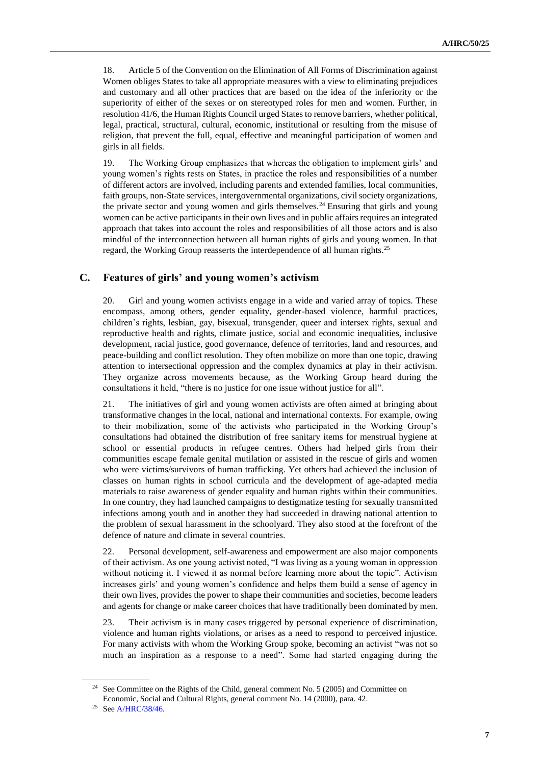18. Article 5 of the Convention on the Elimination of All Forms of Discrimination against Women obliges States to take all appropriate measures with a view to eliminating prejudices and customary and all other practices that are based on the idea of the inferiority or the superiority of either of the sexes or on stereotyped roles for men and women. Further, in resolution 41/6, the Human Rights Council urged States to remove barriers, whether political, legal, practical, structural, cultural, economic, institutional or resulting from the misuse of religion, that prevent the full, equal, effective and meaningful participation of women and girls in all fields.

19. The Working Group emphasizes that whereas the obligation to implement girls' and young women's rights rests on States, in practice the roles and responsibilities of a number of different actors are involved, including parents and extended families, local communities, faith groups, non-State services, intergovernmental organizations, civil society organizations, the private sector and young women and girls themselves.[24] Ensuring that girls and young women can be active participants in their own lives and in public affairs requires an integrated approach that takes into account the roles and responsibilities of all those actors and is also mindful of the interconnection between all human rights of girls and young women. In that regard, the Working Group reasserts the interdependence of all human rights.[25]

## C. Features of girls' and young women's activism

20. Girl and young women activists engage in a wide and varied array of topics. These encompass, among others, gender equality, gender-based violence, harmful practices, children's rights, lesbian, gay, bisexual, transgender, queer and intersex rights, sexual and reproductive health and rights, climate justice, social and economic inequalities, inclusive development, racial justice, good governance, defence of territories, land and resources, and peace-building and conflict resolution. They often mobilize on more than one topic, drawing attention to intersectional oppression and the complex dynamics at play in their activism. They organize across movements because, as the Working Group heard during the consultations it held, "there is no justice for one issue without justice for all".

21. The initiatives of girl and young women activists are often aimed at bringing about transformative changes in the local, national and international contexts. For example, owing to their mobilization, some of the activists who participated in the Working Group's consultations had obtained the distribution of free sanitary items for menstrual hygiene at school or essential products in refugee centres. Others had helped girls from their communities escape female genital mutilation or assisted in the rescue of girls and women who were victims/survivors of human trafficking. Yet others had achieved the inclusion of classes on human rights in school curricula and the development of age-adapted media materials to raise awareness of gender equality and human rights within their communities. In one country, they had launched campaigns to destigmatize testing for sexually transmitted infections among youth and in another they had succeeded in drawing national attention to the problem of sexual harassment in the schoolyard. They also stood at the forefront of the defence of nature and climate in several countries.

22. Personal development, self-awareness and empowerment are also major components of their activism. As one young activist noted, "I was living as a young woman in oppression without noticing it. I viewed it as normal before learning more about the topic". Activism increases girls' and young women's confidence and helps them build a sense of agency in their own lives, provides the power to shape their communities and societies, become leaders and agents for change or make career choices that have traditionally been dominated by men.

23. Their activism is in many cases triggered by personal experience of discrimination, violence and human rights violations, or arises as a need to respond to perceived injustice. For many activists with whom the Working Group spoke, becoming an activist "was not so much an inspiration as a response to a need". Some had started engaging during the

---

[24] See Committee on the Rights of the Child, general comment No. 5 (2005) and Committee on Economic, Social and Cultural Rights, general comment No. 14 (2000), para. 42.

[25] See A/HRC/38/46.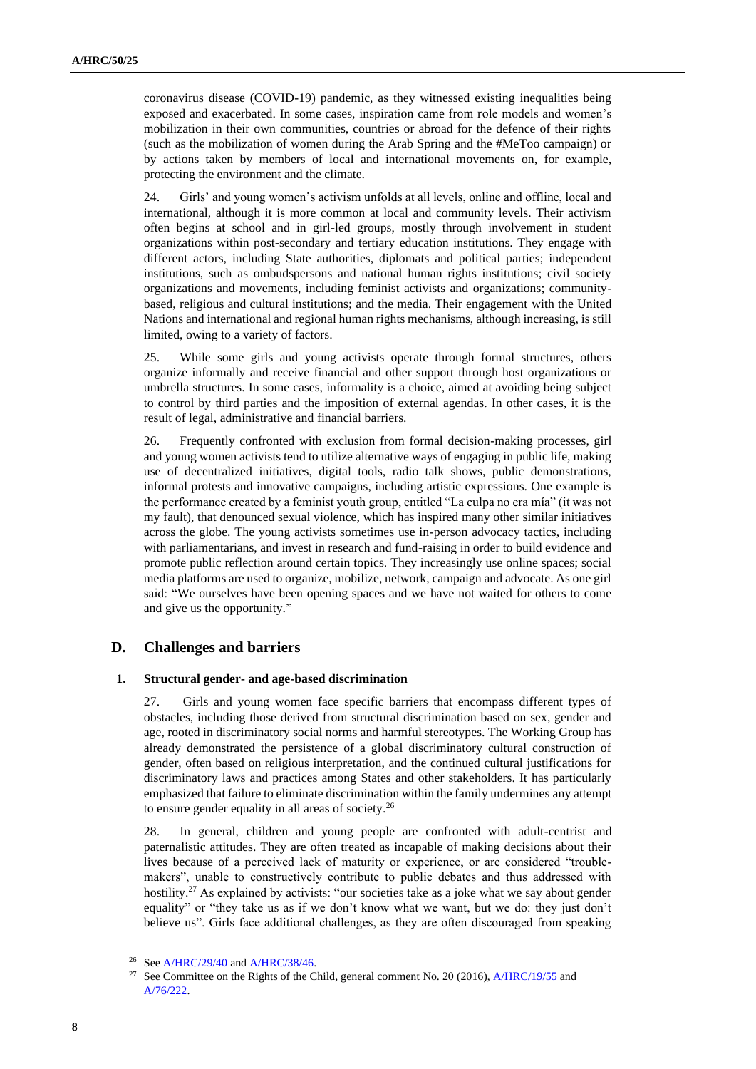coronavirus disease (COVID-19) pandemic, as they witnessed existing inequalities being exposed and exacerbated. In some cases, inspiration came from role models and women's mobilization in their own communities, countries or abroad for the defence of their rights (such as the mobilization of women during the Arab Spring and the #MeToo campaign) or by actions taken by members of local and international movements on, for example, protecting the environment and the climate.

24. Girls' and young women's activism unfolds at all levels, online and offline, local and international, although it is more common at local and community levels. Their activism often begins at school and in girl-led groups, mostly through involvement in student organizations within post-secondary and tertiary education institutions. They engage with different actors, including State authorities, diplomats and political parties; independent institutions, such as ombudspersons and national human rights institutions; civil society organizations and movements, including feminist activists and organizations; community-based, religious and cultural institutions; and the media. Their engagement with the United Nations and international and regional human rights mechanisms, although increasing, is still limited, owing to a variety of factors.

25. While some girls and young activists operate through formal structures, others organize informally and receive financial and other support through host organizations or umbrella structures. In some cases, informality is a choice, aimed at avoiding being subject to control by third parties and the imposition of external agendas. In other cases, it is the result of legal, administrative and financial barriers.

26. Frequently confronted with exclusion from formal decision-making processes, girl and young women activists tend to utilize alternative ways of engaging in public life, making use of decentralized initiatives, digital tools, radio talk shows, public demonstrations, informal protests and innovative campaigns, including artistic expressions. One example is the performance created by a feminist youth group, entitled "La culpa no era mía" (it was not my fault), that denounced sexual violence, which has inspired many other similar initiatives across the globe. The young activists sometimes use in-person advocacy tactics, including with parliamentarians, and invest in research and fund-raising in order to build evidence and promote public reflection around certain topics. They increasingly use online spaces; social media platforms are used to organize, mobilize, network, campaign and advocate. As one girl said: "We ourselves have been opening spaces and we have not waited for others to come and give us the opportunity."

## D. Challenges and barriers

### 1. Structural gender- and age-based discrimination

27. Girls and young women face specific barriers that encompass different types of obstacles, including those derived from structural discrimination based on sex, gender and age, rooted in discriminatory social norms and harmful stereotypes. The Working Group has already demonstrated the persistence of a global discriminatory cultural construction of gender, often based on religious interpretation, and the continued cultural justifications for discriminatory laws and practices among States and other stakeholders. It has particularly emphasized that failure to eliminate discrimination within the family undermines any attempt to ensure gender equality in all areas of society.[26]

28. In general, children and young people are confronted with adult-centrist and paternalistic attitudes. They are often treated as incapable of making decisions about their lives because of a perceived lack of maturity or experience, or are considered "trouble-makers", unable to constructively contribute to public debates and thus addressed with hostility.[27] As explained by activists: "our societies take as a joke what we say about gender equality" or "they take us as if we don't know what we want, but we do: they just don't believe us". Girls face additional challenges, as they are often discouraged from speaking

---

[26] See A/HRC/29/40 and A/HRC/38/46.

[27] See Committee on the Rights of the Child, general comment No. 20 (2016), A/HRC/19/55 and A/76/222.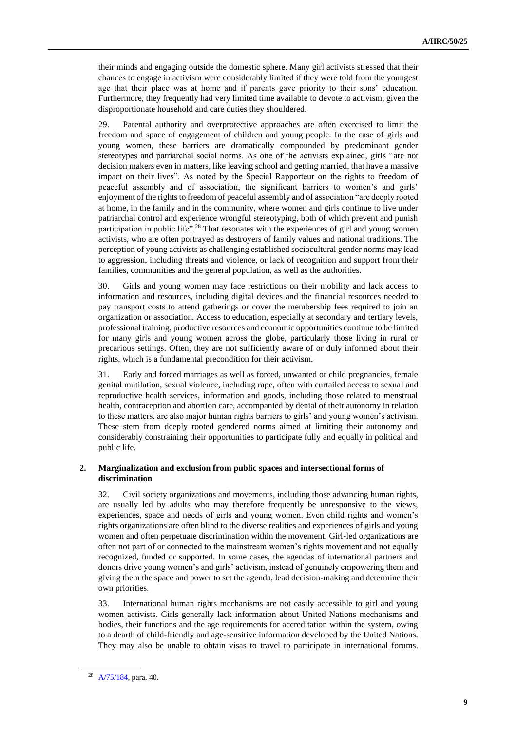their minds and engaging outside the domestic sphere. Many girl activists stressed that their chances to engage in activism were considerably limited if they were told from the youngest age that their place was at home and if parents gave priority to their sons' education. Furthermore, they frequently had very limited time available to devote to activism, given the disproportionate household and care duties they shouldered.

29. Parental authority and overprotective approaches are often exercised to limit the freedom and space of engagement of children and young people. In the case of girls and young women, these barriers are dramatically compounded by predominant gender stereotypes and patriarchal social norms. As one of the activists explained, girls "are not decision makers even in matters, like leaving school and getting married, that have a massive impact on their lives". As noted by the Special Rapporteur on the rights to freedom of peaceful assembly and of association, the significant barriers to women's and girls' enjoyment of the rights to freedom of peaceful assembly and of association "are deeply rooted at home, in the family and in the community, where women and girls continue to live under patriarchal control and experience wrongful stereotyping, both of which prevent and punish participation in public life".[28] That resonates with the experiences of girl and young women activists, who are often portrayed as destroyers of family values and national traditions. The perception of young activists as challenging established sociocultural gender norms may lead to aggression, including threats and violence, or lack of recognition and support from their families, communities and the general population, as well as the authorities.

30. Girls and young women may face restrictions on their mobility and lack access to information and resources, including digital devices and the financial resources needed to pay transport costs to attend gatherings or cover the membership fees required to join an organization or association. Access to education, especially at secondary and tertiary levels, professional training, productive resources and economic opportunities continue to be limited for many girls and young women across the globe, particularly those living in rural or precarious settings. Often, they are not sufficiently aware of or duly informed about their rights, which is a fundamental precondition for their activism.

31. Early and forced marriages as well as forced, unwanted or child pregnancies, female genital mutilation, sexual violence, including rape, often with curtailed access to sexual and reproductive health services, information and goods, including those related to menstrual health, contraception and abortion care, accompanied by denial of their autonomy in relation to these matters, are also major human rights barriers to girls' and young women's activism. These stem from deeply rooted gendered norms aimed at limiting their autonomy and considerably constraining their opportunities to participate fully and equally in political and public life.

### 2. Marginalization and exclusion from public spaces and intersectional forms of discrimination

32. Civil society organizations and movements, including those advancing human rights, are usually led by adults who may therefore frequently be unresponsive to the views, experiences, space and needs of girls and young women. Even child rights and women's rights organizations are often blind to the diverse realities and experiences of girls and young women and often perpetuate discrimination within the movement. Girl-led organizations are often not part of or connected to the mainstream women's rights movement and not equally recognized, funded or supported. In some cases, the agendas of international partners and donors drive young women's and girls' activism, instead of genuinely empowering them and giving them the space and power to set the agenda, lead decision-making and determine their own priorities.

33. International human rights mechanisms are not easily accessible to girl and young women activists. Girls generally lack information about United Nations mechanisms and bodies, their functions and the age requirements for accreditation within the system, owing to a dearth of child-friendly and age-sensitive information developed by the United Nations. They may also be unable to obtain visas to travel to participate in international forums.

---

[28] A/75/184, para. 40.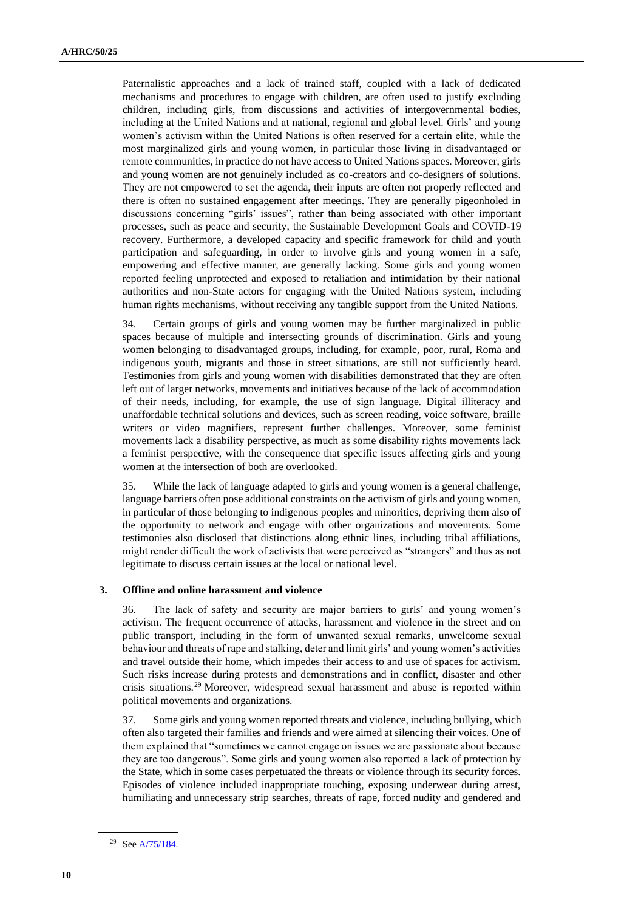Paternalistic approaches and a lack of trained staff, coupled with a lack of dedicated mechanisms and procedures to engage with children, are often used to justify excluding children, including girls, from discussions and activities of intergovernmental bodies, including at the United Nations and at national, regional and global level. Girls' and young women's activism within the United Nations is often reserved for a certain elite, while the most marginalized girls and young women, in particular those living in disadvantaged or remote communities, in practice do not have access to United Nations spaces. Moreover, girls and young women are not genuinely included as co-creators and co-designers of solutions. They are not empowered to set the agenda, their inputs are often not properly reflected and there is often no sustained engagement after meetings. They are generally pigeonholed in discussions concerning "girls' issues", rather than being associated with other important processes, such as peace and security, the Sustainable Development Goals and COVID-19 recovery. Furthermore, a developed capacity and specific framework for child and youth participation and safeguarding, in order to involve girls and young women in a safe, empowering and effective manner, are generally lacking. Some girls and young women reported feeling unprotected and exposed to retaliation and intimidation by their national authorities and non-State actors for engaging with the United Nations system, including human rights mechanisms, without receiving any tangible support from the United Nations.

34. Certain groups of girls and young women may be further marginalized in public spaces because of multiple and intersecting grounds of discrimination. Girls and young women belonging to disadvantaged groups, including, for example, poor, rural, Roma and indigenous youth, migrants and those in street situations, are still not sufficiently heard. Testimonies from girls and young women with disabilities demonstrated that they are often left out of larger networks, movements and initiatives because of the lack of accommodation of their needs, including, for example, the use of sign language. Digital illiteracy and unaffordable technical solutions and devices, such as screen reading, voice software, braille writers or video magnifiers, represent further challenges. Moreover, some feminist movements lack a disability perspective, as much as some disability rights movements lack a feminist perspective, with the consequence that specific issues affecting girls and young women at the intersection of both are overlooked.

35. While the lack of language adapted to girls and young women is a general challenge, language barriers often pose additional constraints on the activism of girls and young women, in particular of those belonging to indigenous peoples and minorities, depriving them also of the opportunity to network and engage with other organizations and movements. Some testimonies also disclosed that distinctions along ethnic lines, including tribal affiliations, might render difficult the work of activists that were perceived as "strangers" and thus as not legitimate to discuss certain issues at the local or national level.

### 3. Offline and online harassment and violence

36. The lack of safety and security are major barriers to girls' and young women's activism. The frequent occurrence of attacks, harassment and violence in the street and on public transport, including in the form of unwanted sexual remarks, unwelcome sexual behaviour and threats of rape and stalking, deter and limit girls' and young women's activities and travel outside their home, which impedes their access to and use of spaces for activism. Such risks increase during protests and demonstrations and in conflict, disaster and other crisis situations.[29] Moreover, widespread sexual harassment and abuse is reported within political movements and organizations.

37. Some girls and young women reported threats and violence, including bullying, which often also targeted their families and friends and were aimed at silencing their voices. One of them explained that "sometimes we cannot engage on issues we are passionate about because they are too dangerous". Some girls and young women also reported a lack of protection by the State, which in some cases perpetuated the threats or violence through its security forces. Episodes of violence included inappropriate touching, exposing underwear during arrest, humiliating and unnecessary strip searches, threats of rape, forced nudity and gendered and

[29] See A/75/184.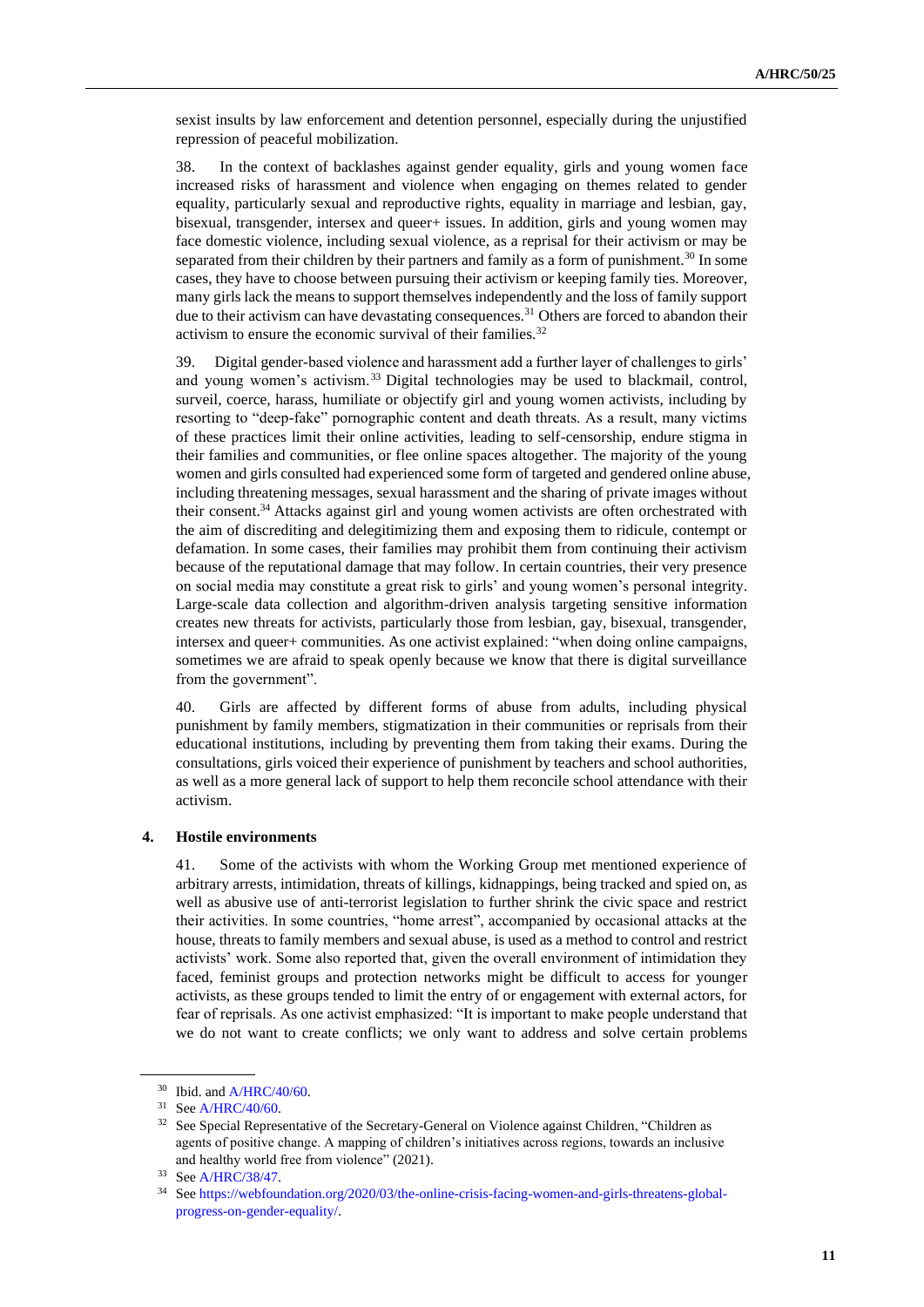sexist insults by law enforcement and detention personnel, especially during the unjustified repression of peaceful mobilization.

38. In the context of backlashes against gender equality, girls and young women face increased risks of harassment and violence when engaging on themes related to gender equality, particularly sexual and reproductive rights, equality in marriage and lesbian, gay, bisexual, transgender, intersex and queer+ issues. In addition, girls and young women may face domestic violence, including sexual violence, as a reprisal for their activism or may be separated from their children by their partners and family as a form of punishment.[30] In some cases, they have to choose between pursuing their activism or keeping family ties. Moreover, many girls lack the means to support themselves independently and the loss of family support due to their activism can have devastating consequences.[31] Others are forced to abandon their activism to ensure the economic survival of their families.[32]

39. Digital gender-based violence and harassment add a further layer of challenges to girls' and young women's activism.[33] Digital technologies may be used to blackmail, control, surveil, coerce, harass, humiliate or objectify girl and young women activists, including by resorting to "deep-fake" pornographic content and death threats. As a result, many victims of these practices limit their online activities, leading to self-censorship, endure stigma in their families and communities, or flee online spaces altogether. The majority of the young women and girls consulted had experienced some form of targeted and gendered online abuse, including threatening messages, sexual harassment and the sharing of private images without their consent.[34] Attacks against girl and young women activists are often orchestrated with the aim of discrediting and delegitimizing them and exposing them to ridicule, contempt or defamation. In some cases, their families may prohibit them from continuing their activism because of the reputational damage that may follow. In certain countries, their very presence on social media may constitute a great risk to girls' and young women's personal integrity. Large-scale data collection and algorithm-driven analysis targeting sensitive information creates new threats for activists, particularly those from lesbian, gay, bisexual, transgender, intersex and queer+ communities. As one activist explained: "when doing online campaigns, sometimes we are afraid to speak openly because we know that there is digital surveillance from the government".

40. Girls are affected by different forms of abuse from adults, including physical punishment by family members, stigmatization in their communities or reprisals from their educational institutions, including by preventing them from taking their exams. During the consultations, girls voiced their experience of punishment by teachers and school authorities, as well as a more general lack of support to help them reconcile school attendance with their activism.

### 4. Hostile environments

41. Some of the activists with whom the Working Group met mentioned experience of arbitrary arrests, intimidation, threats of killings, kidnappings, being tracked and spied on, as well as abusive use of anti-terrorist legislation to further shrink the civic space and restrict their activities. In some countries, "home arrest", accompanied by occasional attacks at the house, threats to family members and sexual abuse, is used as a method to control and restrict activists' work. Some also reported that, given the overall environment of intimidation they faced, feminist groups and protection networks might be difficult to access for younger activists, as these groups tended to limit the entry of or engagement with external actors, for fear of reprisals. As one activist emphasized: "It is important to make people understand that we do not want to create conflicts; we only want to address and solve certain problems

---

[30] Ibid. and A/HRC/40/60.

[31] See A/HRC/40/60.

[32] See Special Representative of the Secretary-General on Violence against Children, "Children as agents of positive change. A mapping of children's initiatives across regions, towards an inclusive and healthy world free from violence" (2021).

[33] See A/HRC/38/47.

[34] See https://webfoundation.org/2020/03/the-online-crisis-facing-women-and-girls-threatens-global-progress-on-gender-equality/.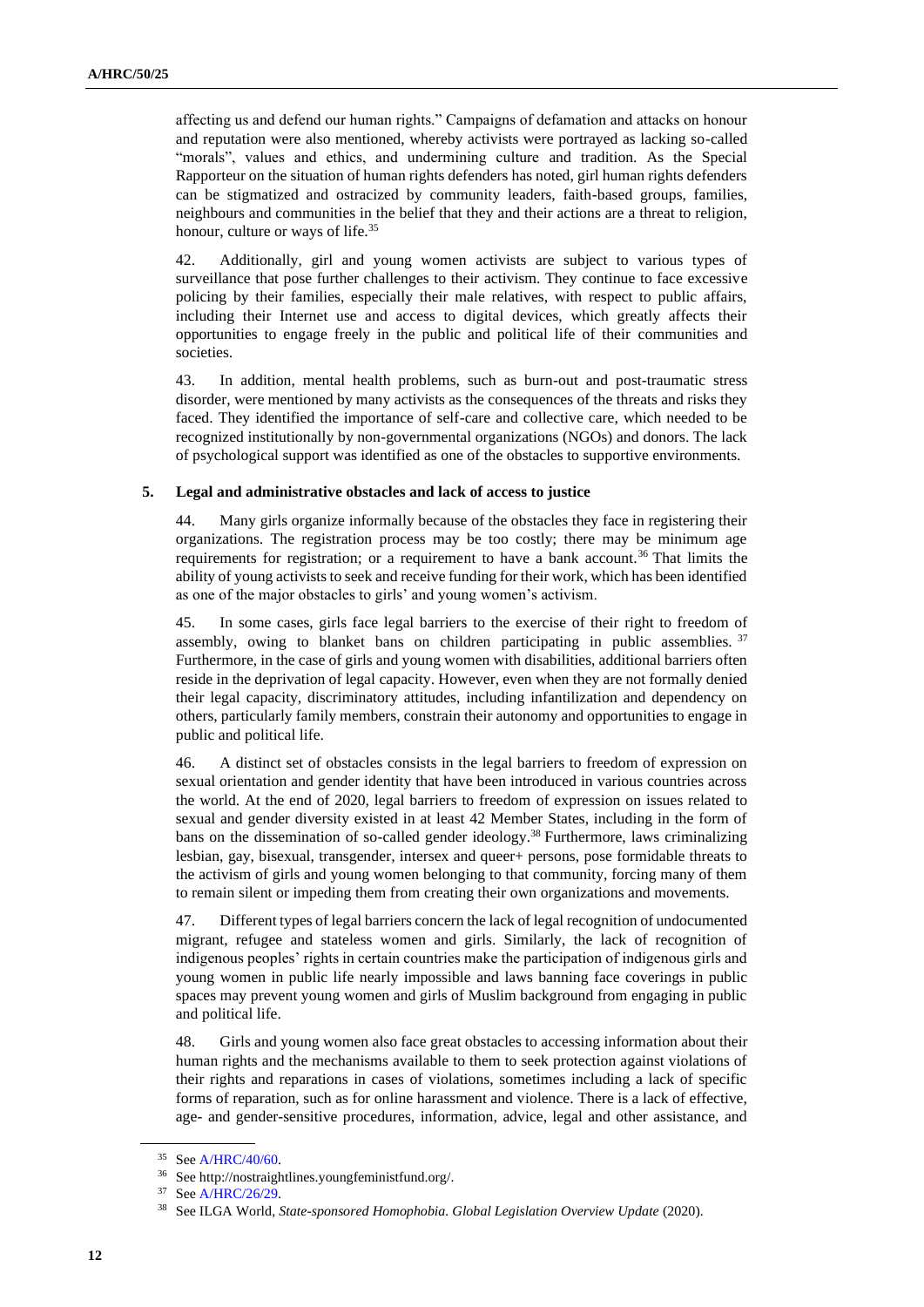affecting us and defend our human rights." Campaigns of defamation and attacks on honour and reputation were also mentioned, whereby activists were portrayed as lacking so-called "morals", values and ethics, and undermining culture and tradition. As the Special Rapporteur on the situation of human rights defenders has noted, girl human rights defenders can be stigmatized and ostracized by community leaders, faith-based groups, families, neighbours and communities in the belief that they and their actions are a threat to religion, honour, culture or ways of life.[35]

42. Additionally, girl and young women activists are subject to various types of surveillance that pose further challenges to their activism. They continue to face excessive policing by their families, especially their male relatives, with respect to public affairs, including their Internet use and access to digital devices, which greatly affects their opportunities to engage freely in the public and political life of their communities and societies.

43. In addition, mental health problems, such as burn-out and post-traumatic stress disorder, were mentioned by many activists as the consequences of the threats and risks they faced. They identified the importance of self-care and collective care, which needed to be recognized institutionally by non-governmental organizations (NGOs) and donors. The lack of psychological support was identified as one of the obstacles to supportive environments.

### 5. Legal and administrative obstacles and lack of access to justice

44. Many girls organize informally because of the obstacles they face in registering their organizations. The registration process may be too costly; there may be minimum age requirements for registration; or a requirement to have a bank account.[36] That limits the ability of young activists to seek and receive funding for their work, which has been identified as one of the major obstacles to girls' and young women's activism.

45. In some cases, girls face legal barriers to the exercise of their right to freedom of assembly, owing to blanket bans on children participating in public assemblies.[37] Furthermore, in the case of girls and young women with disabilities, additional barriers often reside in the deprivation of legal capacity. However, even when they are not formally denied their legal capacity, discriminatory attitudes, including infantilization and dependency on others, particularly family members, constrain their autonomy and opportunities to engage in public and political life.

46. A distinct set of obstacles consists in the legal barriers to freedom of expression on sexual orientation and gender identity that have been introduced in various countries across the world. At the end of 2020, legal barriers to freedom of expression on issues related to sexual and gender diversity existed in at least 42 Member States, including in the form of bans on the dissemination of so-called gender ideology.[38] Furthermore, laws criminalizing lesbian, gay, bisexual, transgender, intersex and queer+ persons, pose formidable threats to the activism of girls and young women belonging to that community, forcing many of them to remain silent or impeding them from creating their own organizations and movements.

47. Different types of legal barriers concern the lack of legal recognition of undocumented migrant, refugee and stateless women and girls. Similarly, the lack of recognition of indigenous peoples' rights in certain countries make the participation of indigenous girls and young women in public life nearly impossible and laws banning face coverings in public spaces may prevent young women and girls of Muslim background from engaging in public and political life.

48. Girls and young women also face great obstacles to accessing information about their human rights and the mechanisms available to them to seek protection against violations of their rights and reparations in cases of violations, sometimes including a lack of specific forms of reparation, such as for online harassment and violence. There is a lack of effective, age- and gender-sensitive procedures, information, advice, legal and other assistance, and

---

[35] See A/HRC/40/60.

[36] See http://nostraightlines.youngfeministfund.org/.

[37] See A/HRC/26/29.

[38] See ILGA World, *State-sponsored Homophobia. Global Legislation Overview Update* (2020).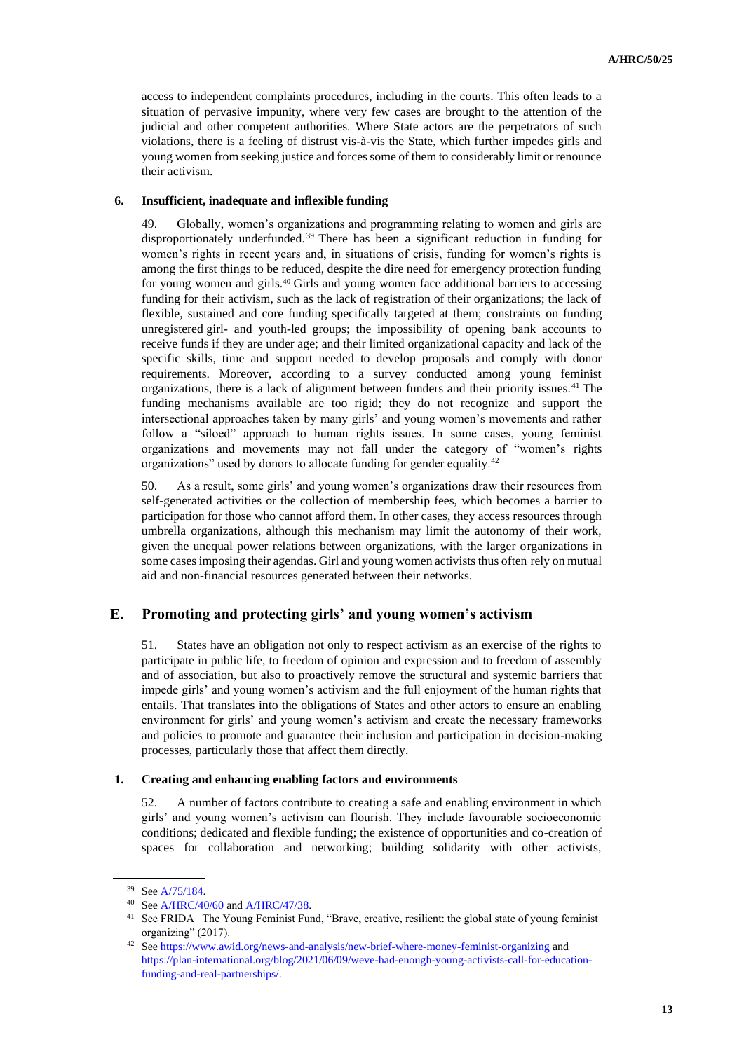access to independent complaints procedures, including in the courts. This often leads to a situation of pervasive impunity, where very few cases are brought to the attention of the judicial and other competent authorities. Where State actors are the perpetrators of such violations, there is a feeling of distrust vis-à-vis the State, which further impedes girls and young women from seeking justice and forces some of them to considerably limit or renounce their activism.

### 6. Insufficient, inadequate and inflexible funding

49. Globally, women's organizations and programming relating to women and girls are disproportionately underfunded.[39] There has been a significant reduction in funding for women's rights in recent years and, in situations of crisis, funding for women's rights is among the first things to be reduced, despite the dire need for emergency protection funding for young women and girls.[40] Girls and young women face additional barriers to accessing funding for their activism, such as the lack of registration of their organizations; the lack of flexible, sustained and core funding specifically targeted at them; constraints on funding unregistered girl- and youth-led groups; the impossibility of opening bank accounts to receive funds if they are under age; and their limited organizational capacity and lack of the specific skills, time and support needed to develop proposals and comply with donor requirements. Moreover, according to a survey conducted among young feminist organizations, there is a lack of alignment between funders and their priority issues.[41] The funding mechanisms available are too rigid; they do not recognize and support the intersectional approaches taken by many girls' and young women's movements and rather follow a "siloed" approach to human rights issues. In some cases, young feminist organizations and movements may not fall under the category of "women's rights organizations" used by donors to allocate funding for gender equality.[42]

50. As a result, some girls' and young women's organizations draw their resources from self-generated activities or the collection of membership fees, which becomes a barrier to participation for those who cannot afford them. In other cases, they access resources through umbrella organizations, although this mechanism may limit the autonomy of their work, given the unequal power relations between organizations, with the larger organizations in some cases imposing their agendas. Girl and young women activists thus often rely on mutual aid and non-financial resources generated between their networks.

## E. Promoting and protecting girls' and young women's activism

51. States have an obligation not only to respect activism as an exercise of the rights to participate in public life, to freedom of opinion and expression and to freedom of assembly and of association, but also to proactively remove the structural and systemic barriers that impede girls' and young women's activism and the full enjoyment of the human rights that entails. That translates into the obligations of States and other actors to ensure an enabling environment for girls' and young women's activism and create the necessary frameworks and policies to promote and guarantee their inclusion and participation in decision-making processes, particularly those that affect them directly.

### 1. Creating and enhancing enabling factors and environments

52. A number of factors contribute to creating a safe and enabling environment in which girls' and young women's activism can flourish. They include favourable socioeconomic conditions; dedicated and flexible funding; the existence of opportunities and co-creation of spaces for collaboration and networking; building solidarity with other activists,

---

[39] See A/75/184.

[40] See A/HRC/40/60 and A/HRC/47/38.

[41] See FRIDA | The Young Feminist Fund, "Brave, creative, resilient: the global state of young feminist organizing" (2017).

[42] See https://www.awid.org/news-and-analysis/new-brief-where-money-feminist-organizing and https://plan-international.org/blog/2021/06/09/weve-had-enough-young-activists-call-for-education-funding-and-real-partnerships/.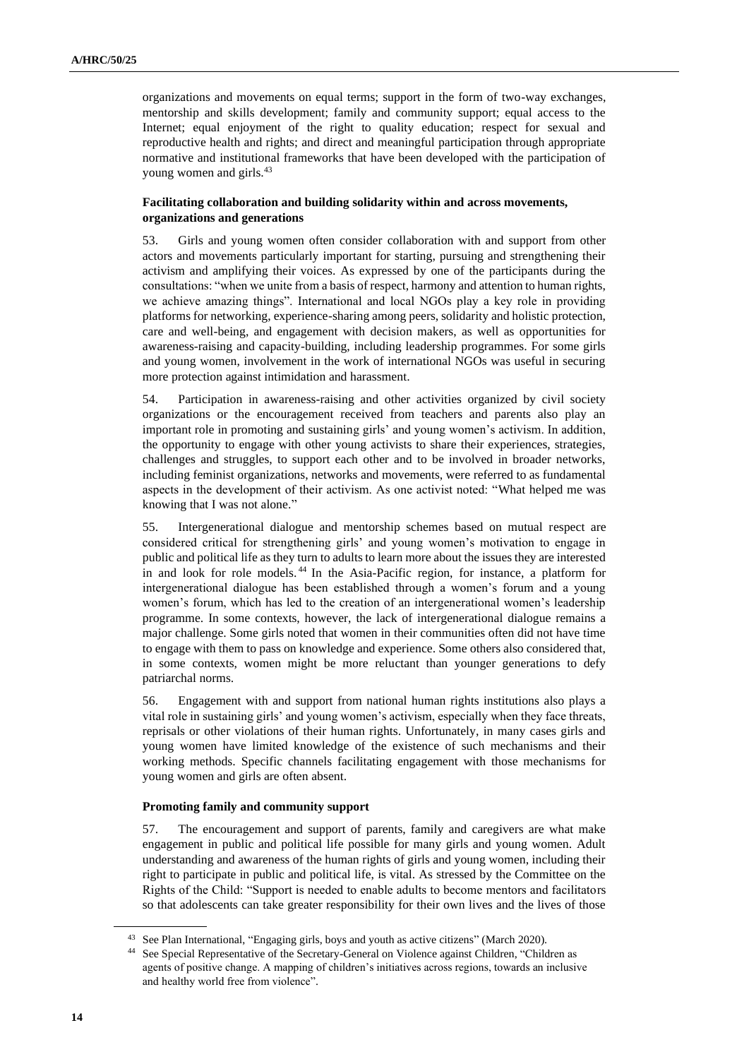organizations and movements on equal terms; support in the form of two-way exchanges, mentorship and skills development; family and community support; equal access to the Internet; equal enjoyment of the right to quality education; respect for sexual and reproductive health and rights; and direct and meaningful participation through appropriate normative and institutional frameworks that have been developed with the participation of young women and girls.[43]

**Facilitating collaboration and building solidarity within and across movements, organizations and generations**

53. Girls and young women often consider collaboration with and support from other actors and movements particularly important for starting, pursuing and strengthening their activism and amplifying their voices. As expressed by one of the participants during the consultations: "when we unite from a basis of respect, harmony and attention to human rights, we achieve amazing things". International and local NGOs play a key role in providing platforms for networking, experience-sharing among peers, solidarity and holistic protection, care and well-being, and engagement with decision makers, as well as opportunities for awareness-raising and capacity-building, including leadership programmes. For some girls and young women, involvement in the work of international NGOs was useful in securing more protection against intimidation and harassment.

54. Participation in awareness-raising and other activities organized by civil society organizations or the encouragement received from teachers and parents also play an important role in promoting and sustaining girls' and young women's activism. In addition, the opportunity to engage with other young activists to share their experiences, strategies, challenges and struggles, to support each other and to be involved in broader networks, including feminist organizations, networks and movements, were referred to as fundamental aspects in the development of their activism. As one activist noted: "What helped me was knowing that I was not alone."

55. Intergenerational dialogue and mentorship schemes based on mutual respect are considered critical for strengthening girls' and young women's motivation to engage in public and political life as they turn to adults to learn more about the issues they are interested in and look for role models.[44] In the Asia-Pacific region, for instance, a platform for intergenerational dialogue has been established through a women's forum and a young women's forum, which has led to the creation of an intergenerational women's leadership programme. In some contexts, however, the lack of intergenerational dialogue remains a major challenge. Some girls noted that women in their communities often did not have time to engage with them to pass on knowledge and experience. Some others also considered that, in some contexts, women might be more reluctant than younger generations to defy patriarchal norms.

56. Engagement with and support from national human rights institutions also plays a vital role in sustaining girls' and young women's activism, especially when they face threats, reprisals or other violations of their human rights. Unfortunately, in many cases girls and young women have limited knowledge of the existence of such mechanisms and their working methods. Specific channels facilitating engagement with those mechanisms for young women and girls are often absent.

**Promoting family and community support**

57. The encouragement and support of parents, family and caregivers are what make engagement in public and political life possible for many girls and young women. Adult understanding and awareness of the human rights of girls and young women, including their right to participate in public and political life, is vital. As stressed by the Committee on the Rights of the Child: "Support is needed to enable adults to become mentors and facilitators so that adolescents can take greater responsibility for their own lives and the lives of those

[43] See Plan International, "Engaging girls, boys and youth as active citizens" (March 2020).

[44] See Special Representative of the Secretary-General on Violence against Children, "Children as agents of positive change. A mapping of children's initiatives across regions, towards an inclusive and healthy world free from violence".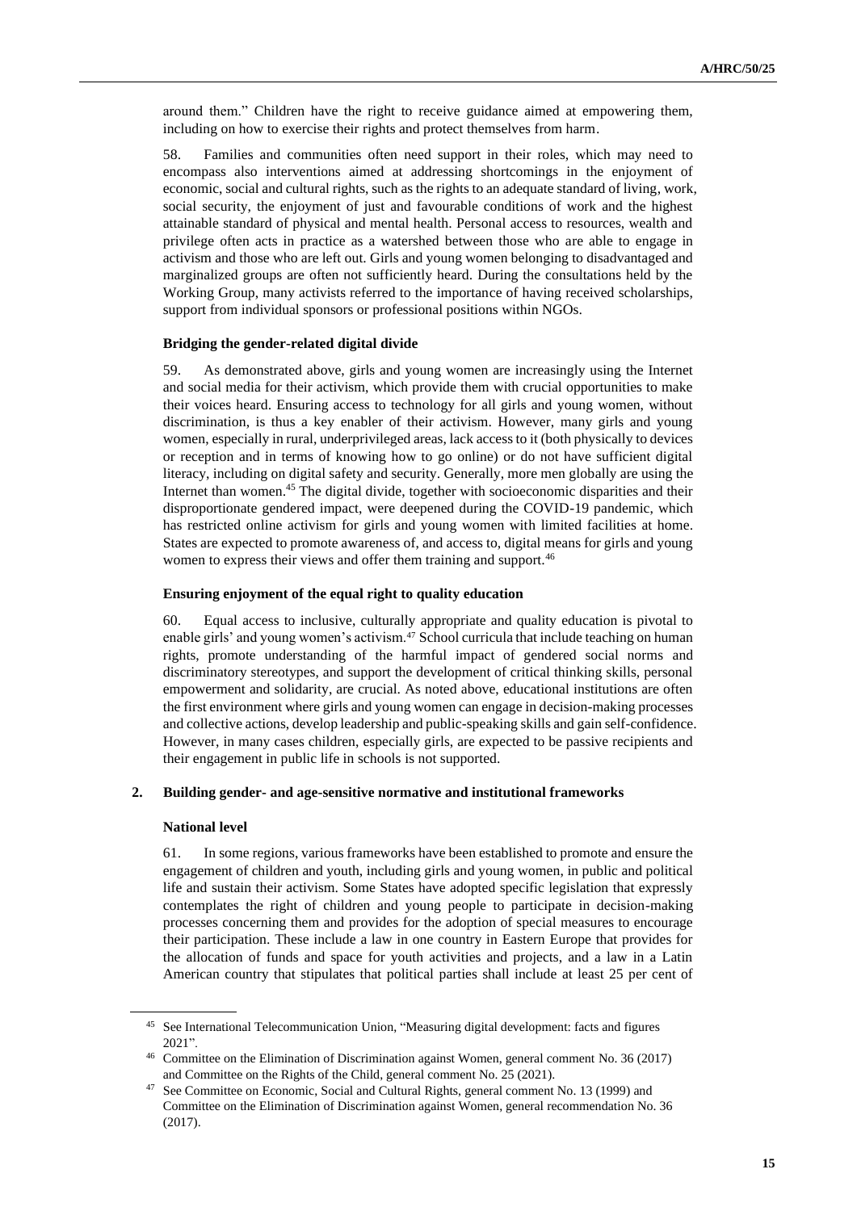around them." Children have the right to receive guidance aimed at empowering them, including on how to exercise their rights and protect themselves from harm.

58. Families and communities often need support in their roles, which may need to encompass also interventions aimed at addressing shortcomings in the enjoyment of economic, social and cultural rights, such as the rights to an adequate standard of living, work, social security, the enjoyment of just and favourable conditions of work and the highest attainable standard of physical and mental health. Personal access to resources, wealth and privilege often acts in practice as a watershed between those who are able to engage in activism and those who are left out. Girls and young women belonging to disadvantaged and marginalized groups are often not sufficiently heard. During the consultations held by the Working Group, many activists referred to the importance of having received scholarships, support from individual sponsors or professional positions within NGOs.

**Bridging the gender-related digital divide**

59. As demonstrated above, girls and young women are increasingly using the Internet and social media for their activism, which provide them with crucial opportunities to make their voices heard. Ensuring access to technology for all girls and young women, without discrimination, is thus a key enabler of their activism. However, many girls and young women, especially in rural, underprivileged areas, lack access to it (both physically to devices or reception and in terms of knowing how to go online) or do not have sufficient digital literacy, including on digital safety and security. Generally, more men globally are using the Internet than women.[45] The digital divide, together with socioeconomic disparities and their disproportionate gendered impact, were deepened during the COVID-19 pandemic, which has restricted online activism for girls and young women with limited facilities at home. States are expected to promote awareness of, and access to, digital means for girls and young women to express their views and offer them training and support.[46]

**Ensuring enjoyment of the equal right to quality education**

60. Equal access to inclusive, culturally appropriate and quality education is pivotal to enable girls' and young women's activism.[47] School curricula that include teaching on human rights, promote understanding of the harmful impact of gendered social norms and discriminatory stereotypes, and support the development of critical thinking skills, personal empowerment and solidarity, are crucial. As noted above, educational institutions are often the first environment where girls and young women can engage in decision-making processes and collective actions, develop leadership and public-speaking skills and gain self-confidence. However, in many cases children, especially girls, are expected to be passive recipients and their engagement in public life in schools is not supported.

### 2. Building gender- and age-sensitive normative and institutional frameworks

**National level**

61. In some regions, various frameworks have been established to promote and ensure the engagement of children and youth, including girls and young women, in public and political life and sustain their activism. Some States have adopted specific legislation that expressly contemplates the right of children and young people to participate in decision-making processes concerning them and provides for the adoption of special measures to encourage their participation. These include a law in one country in Eastern Europe that provides for the allocation of funds and space for youth activities and projects, and a law in a Latin American country that stipulates that political parties shall include at least 25 per cent of

---

[45] See International Telecommunication Union, "Measuring digital development: facts and figures 2021".

[46] Committee on the Elimination of Discrimination against Women, general comment No. 36 (2017) and Committee on the Rights of the Child, general comment No. 25 (2021).

[47] See Committee on Economic, Social and Cultural Rights, general comment No. 13 (1999) and Committee on the Elimination of Discrimination against Women, general recommendation No. 36 (2017).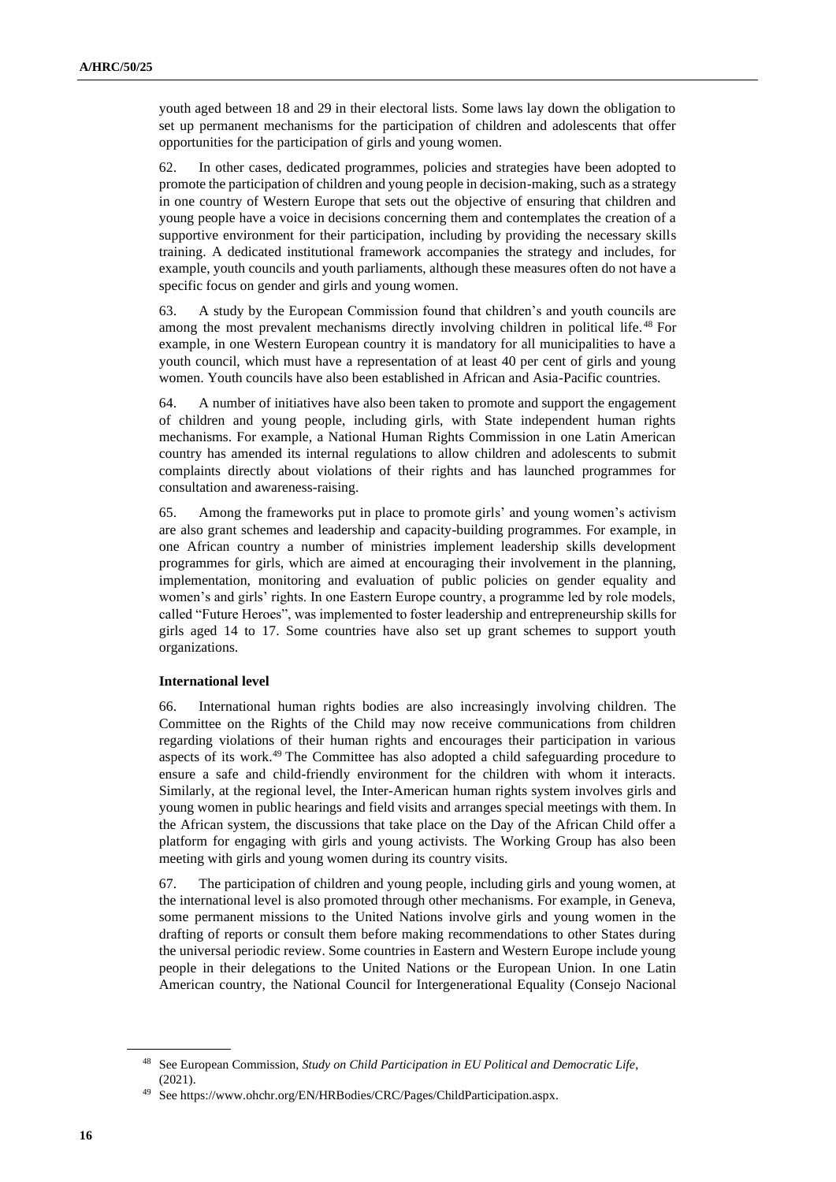youth aged between 18 and 29 in their electoral lists. Some laws lay down the obligation to set up permanent mechanisms for the participation of children and adolescents that offer opportunities for the participation of girls and young women.

62. In other cases, dedicated programmes, policies and strategies have been adopted to promote the participation of children and young people in decision-making, such as a strategy in one country of Western Europe that sets out the objective of ensuring that children and young people have a voice in decisions concerning them and contemplates the creation of a supportive environment for their participation, including by providing the necessary skills training. A dedicated institutional framework accompanies the strategy and includes, for example, youth councils and youth parliaments, although these measures often do not have a specific focus on gender and girls and young women.

63. A study by the European Commission found that children's and youth councils are among the most prevalent mechanisms directly involving children in political life.[48] For example, in one Western European country it is mandatory for all municipalities to have a youth council, which must have a representation of at least 40 per cent of girls and young women. Youth councils have also been established in African and Asia-Pacific countries.

64. A number of initiatives have also been taken to promote and support the engagement of children and young people, including girls, with State independent human rights mechanisms. For example, a National Human Rights Commission in one Latin American country has amended its internal regulations to allow children and adolescents to submit complaints directly about violations of their rights and has launched programmes for consultation and awareness-raising.

65. Among the frameworks put in place to promote girls' and young women's activism are also grant schemes and leadership and capacity-building programmes. For example, in one African country a number of ministries implement leadership skills development programmes for girls, which are aimed at encouraging their involvement in the planning, implementation, monitoring and evaluation of public policies on gender equality and women's and girls' rights. In one Eastern Europe country, a programme led by role models, called "Future Heroes", was implemented to foster leadership and entrepreneurship skills for girls aged 14 to 17. Some countries have also set up grant schemes to support youth organizations.

**International level**

66. International human rights bodies are also increasingly involving children. The Committee on the Rights of the Child may now receive communications from children regarding violations of their human rights and encourages their participation in various aspects of its work.[49] The Committee has also adopted a child safeguarding procedure to ensure a safe and child-friendly environment for the children with whom it interacts. Similarly, at the regional level, the Inter-American human rights system involves girls and young women in public hearings and field visits and arranges special meetings with them. In the African system, the discussions that take place on the Day of the African Child offer a platform for engaging with girls and young activists. The Working Group has also been meeting with girls and young women during its country visits.

67. The participation of children and young people, including girls and young women, at the international level is also promoted through other mechanisms. For example, in Geneva, some permanent missions to the United Nations involve girls and young women in the drafting of reports or consult them before making recommendations to other States during the universal periodic review. Some countries in Eastern and Western Europe include young people in their delegations to the United Nations or the European Union. In one Latin American country, the National Council for Intergenerational Equality (Consejo Nacional

---

[48] See European Commission, *Study on Child Participation in EU Political and Democratic Life*, (2021).

[49] See https://www.ohchr.org/EN/HRBodies/CRC/Pages/ChildParticipation.aspx.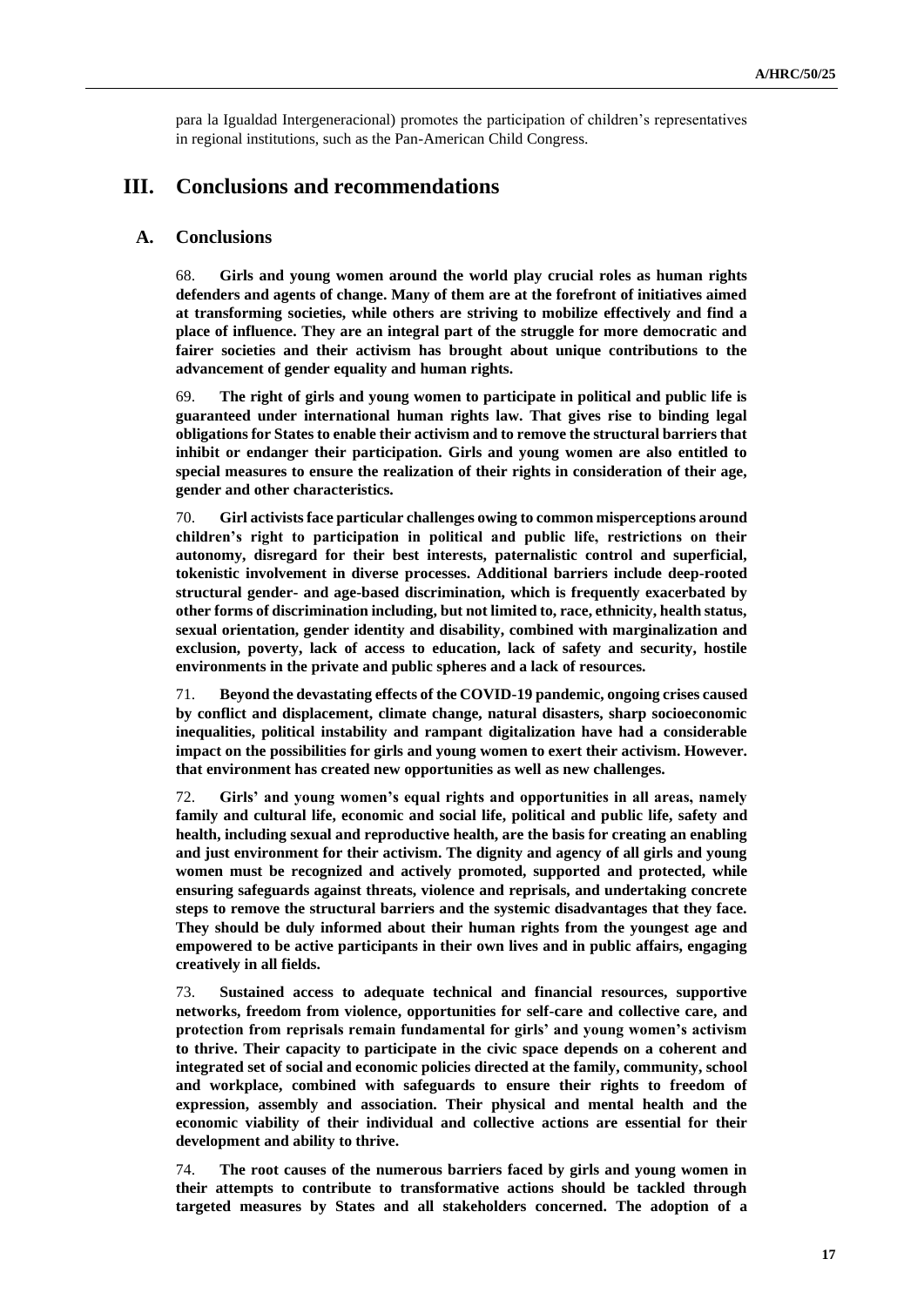para la Igualdad Intergeneracional) promotes the participation of children's representatives in regional institutions, such as the Pan-American Child Congress.

# III. Conclusions and recommendations

## A. Conclusions

68. **Girls and young women around the world play crucial roles as human rights defenders and agents of change. Many of them are at the forefront of initiatives aimed at transforming societies, while others are striving to mobilize effectively and find a place of influence. They are an integral part of the struggle for more democratic and fairer societies and their activism has brought about unique contributions to the advancement of gender equality and human rights.**

69. **The right of girls and young women to participate in political and public life is guaranteed under international human rights law. That gives rise to binding legal obligations for States to enable their activism and to remove the structural barriers that inhibit or endanger their participation. Girls and young women are also entitled to special measures to ensure the realization of their rights in consideration of their age, gender and other characteristics.**

70. **Girl activists face particular challenges owing to common misperceptions around children's right to participation in political and public life, restrictions on their autonomy, disregard for their best interests, paternalistic control and superficial, tokenistic involvement in diverse processes. Additional barriers include deep-rooted structural gender- and age-based discrimination, which is frequently exacerbated by other forms of discrimination including, but not limited to, race, ethnicity, health status, sexual orientation, gender identity and disability, combined with marginalization and exclusion, poverty, lack of access to education, lack of safety and security, hostile environments in the private and public spheres and a lack of resources.**

71. **Beyond the devastating effects of the COVID-19 pandemic, ongoing crises caused by conflict and displacement, climate change, natural disasters, sharp socioeconomic inequalities, political instability and rampant digitalization have had a considerable impact on the possibilities for girls and young women to exert their activism. However. that environment has created new opportunities as well as new challenges.**

72. **Girls' and young women's equal rights and opportunities in all areas, namely family and cultural life, economic and social life, political and public life, safety and health, including sexual and reproductive health, are the basis for creating an enabling and just environment for their activism. The dignity and agency of all girls and young women must be recognized and actively promoted, supported and protected, while ensuring safeguards against threats, violence and reprisals, and undertaking concrete steps to remove the structural barriers and the systemic disadvantages that they face. They should be duly informed about their human rights from the youngest age and empowered to be active participants in their own lives and in public affairs, engaging creatively in all fields.**

73. **Sustained access to adequate technical and financial resources, supportive networks, freedom from violence, opportunities for self-care and collective care, and protection from reprisals remain fundamental for girls' and young women's activism to thrive. Their capacity to participate in the civic space depends on a coherent and integrated set of social and economic policies directed at the family, community, school and workplace, combined with safeguards to ensure their rights to freedom of expression, assembly and association. Their physical and mental health and the economic viability of their individual and collective actions are essential for their development and ability to thrive.**

74. **The root causes of the numerous barriers faced by girls and young women in their attempts to contribute to transformative actions should be tackled through targeted measures by States and all stakeholders concerned. The adoption of a**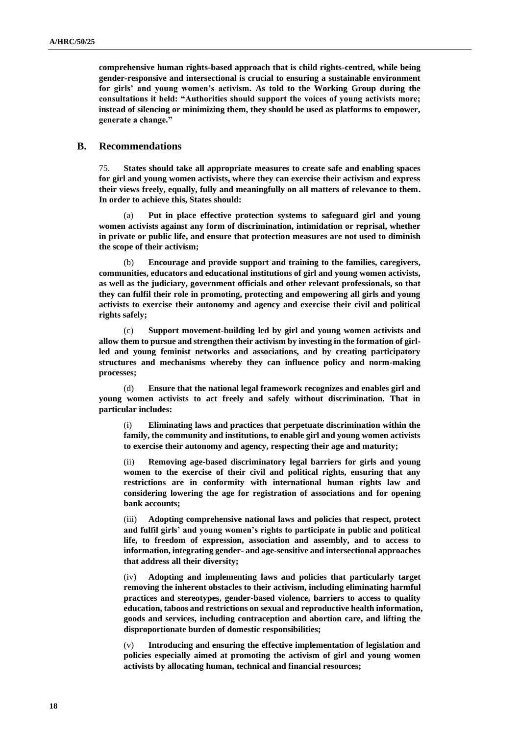**comprehensive human rights-based approach that is child rights-centred, while being gender-responsive and intersectional is crucial to ensuring a sustainable environment for girls' and young women's activism. As told to the Working Group during the consultations it held: "Authorities should support the voices of young activists more; instead of silencing or minimizing them, they should be used as platforms to empower, generate a change."**

## B. Recommendations

75. **States should take all appropriate measures to create safe and enabling spaces for girl and young women activists, where they can exercise their activism and express their views freely, equally, fully and meaningfully on all matters of relevance to them. In order to achieve this, States should:**

(a) **Put in place effective protection systems to safeguard girl and young women activists against any form of discrimination, intimidation or reprisal, whether in private or public life, and ensure that protection measures are not used to diminish the scope of their activism;**

(b) **Encourage and provide support and training to the families, caregivers, communities, educators and educational institutions of girl and young women activists, as well as the judiciary, government officials and other relevant professionals, so that they can fulfil their role in promoting, protecting and empowering all girls and young activists to exercise their autonomy and agency and exercise their civil and political rights safely;**

(c) **Support movement-building led by girl and young women activists and allow them to pursue and strengthen their activism by investing in the formation of girl-led and young feminist networks and associations, and by creating participatory structures and mechanisms whereby they can influence policy and norm-making processes;**

(d) **Ensure that the national legal framework recognizes and enables girl and young women activists to act freely and safely without discrimination. That in particular includes:**

(i) **Eliminating laws and practices that perpetuate discrimination within the family, the community and institutions, to enable girl and young women activists to exercise their autonomy and agency, respecting their age and maturity;**

(ii) **Removing age-based discriminatory legal barriers for girls and young women to the exercise of their civil and political rights, ensuring that any restrictions are in conformity with international human rights law and considering lowering the age for registration of associations and for opening bank accounts;**

(iii) **Adopting comprehensive national laws and policies that respect, protect and fulfil girls' and young women's rights to participate in public and political life, to freedom of expression, association and assembly, and to access to information, integrating gender- and age-sensitive and intersectional approaches that address all their diversity;**

(iv) **Adopting and implementing laws and policies that particularly target removing the inherent obstacles to their activism, including eliminating harmful practices and stereotypes, gender-based violence, barriers to access to quality education, taboos and restrictions on sexual and reproductive health information, goods and services, including contraception and abortion care, and lifting the disproportionate burden of domestic responsibilities;**

(v) **Introducing and ensuring the effective implementation of legislation and policies especially aimed at promoting the activism of girl and young women activists by allocating human, technical and financial resources;**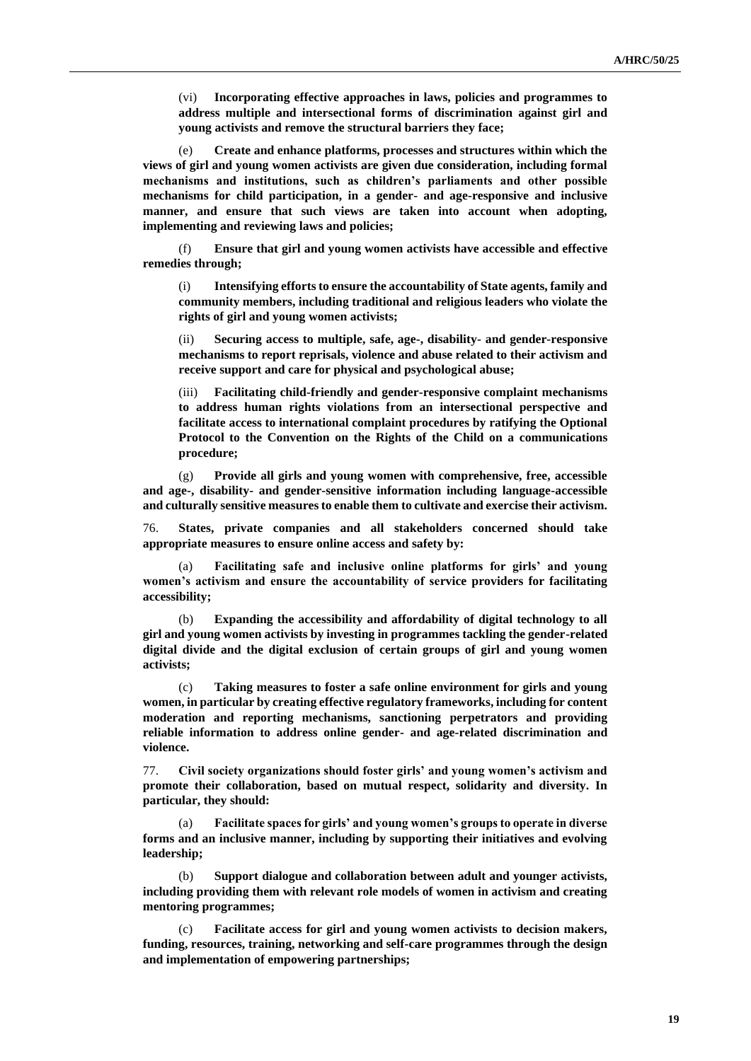(vi) **Incorporating effective approaches in laws, policies and programmes to address multiple and intersectional forms of discrimination against girl and young activists and remove the structural barriers they face;**

(e) **Create and enhance platforms, processes and structures within which the views of girl and young women activists are given due consideration, including formal mechanisms and institutions, such as children's parliaments and other possible mechanisms for child participation, in a gender- and age-responsive and inclusive manner, and ensure that such views are taken into account when adopting, implementing and reviewing laws and policies;**

(f) **Ensure that girl and young women activists have accessible and effective remedies through;**

(i) **Intensifying efforts to ensure the accountability of State agents, family and community members, including traditional and religious leaders who violate the rights of girl and young women activists;**

(ii) **Securing access to multiple, safe, age-, disability- and gender-responsive mechanisms to report reprisals, violence and abuse related to their activism and receive support and care for physical and psychological abuse;**

(iii) **Facilitating child-friendly and gender-responsive complaint mechanisms to address human rights violations from an intersectional perspective and facilitate access to international complaint procedures by ratifying the Optional Protocol to the Convention on the Rights of the Child on a communications procedure;**

(g) **Provide all girls and young women with comprehensive, free, accessible and age-, disability- and gender-sensitive information including language-accessible and culturally sensitive measures to enable them to cultivate and exercise their activism.**

76. **States, private companies and all stakeholders concerned should take appropriate measures to ensure online access and safety by:**

(a) **Facilitating safe and inclusive online platforms for girls' and young women's activism and ensure the accountability of service providers for facilitating accessibility;**

(b) **Expanding the accessibility and affordability of digital technology to all girl and young women activists by investing in programmes tackling the gender-related digital divide and the digital exclusion of certain groups of girl and young women activists;**

(c) **Taking measures to foster a safe online environment for girls and young women, in particular by creating effective regulatory frameworks, including for content moderation and reporting mechanisms, sanctioning perpetrators and providing reliable information to address online gender- and age-related discrimination and violence.**

77. **Civil society organizations should foster girls' and young women's activism and promote their collaboration, based on mutual respect, solidarity and diversity. In particular, they should:**

(a) **Facilitate spaces for girls' and young women's groups to operate in diverse forms and an inclusive manner, including by supporting their initiatives and evolving leadership;**

(b) **Support dialogue and collaboration between adult and younger activists, including providing them with relevant role models of women in activism and creating mentoring programmes;**

(c) **Facilitate access for girl and young women activists to decision makers, funding, resources, training, networking and self-care programmes through the design and implementation of empowering partnerships;**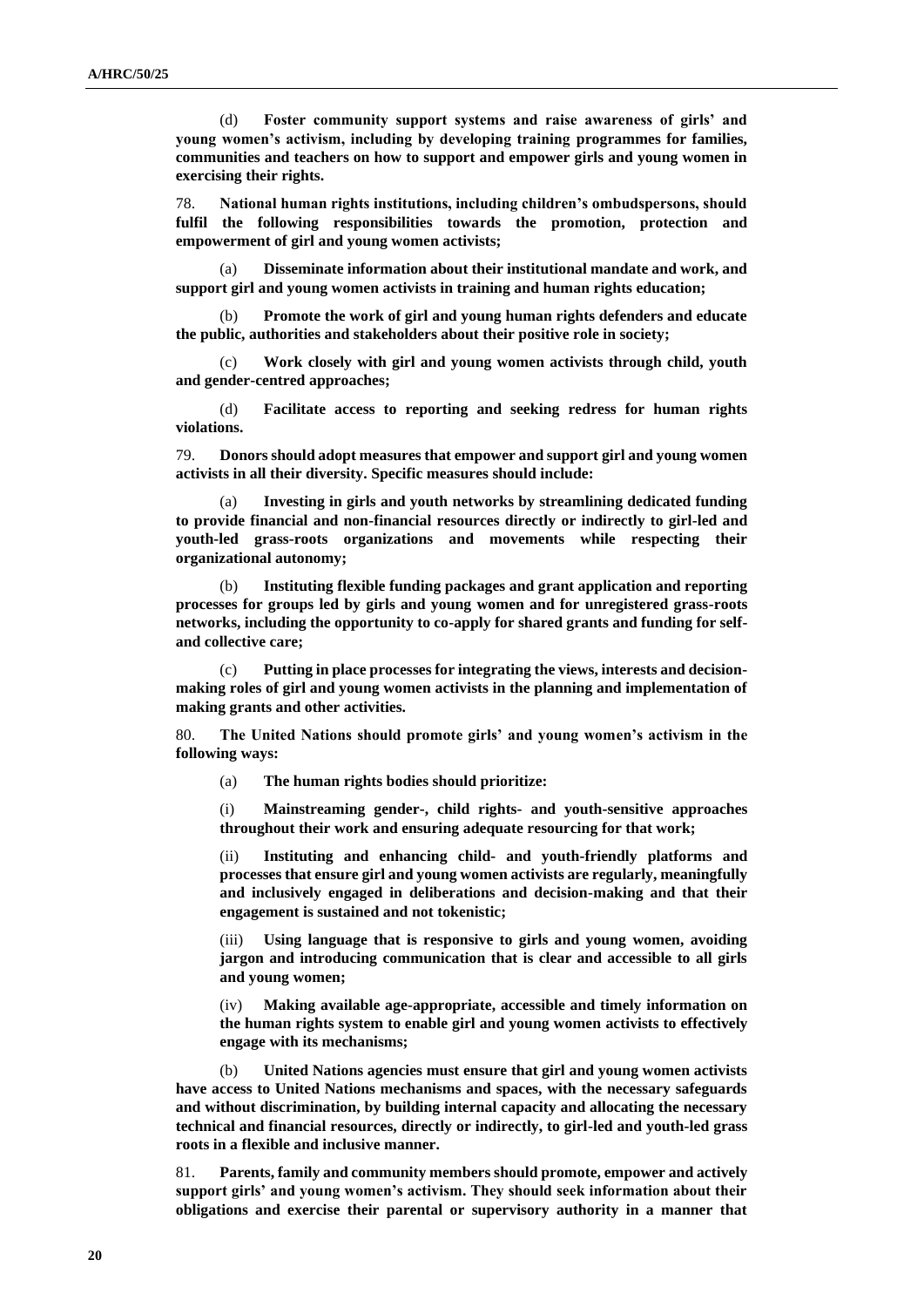(d) **Foster community support systems and raise awareness of girls' and young women's activism, including by developing training programmes for families, communities and teachers on how to support and empower girls and young women in exercising their rights.**

78. **National human rights institutions, including children's ombudspersons, should fulfil the following responsibilities towards the promotion, protection and empowerment of girl and young women activists;**

(a) **Disseminate information about their institutional mandate and work, and support girl and young women activists in training and human rights education;**

(b) **Promote the work of girl and young human rights defenders and educate the public, authorities and stakeholders about their positive role in society;**

(c) **Work closely with girl and young women activists through child, youth and gender-centred approaches;**

(d) **Facilitate access to reporting and seeking redress for human rights violations.**

79. **Donors should adopt measures that empower and support girl and young women activists in all their diversity. Specific measures should include:**

(a) **Investing in girls and youth networks by streamlining dedicated funding to provide financial and non-financial resources directly or indirectly to girl-led and youth-led grass-roots organizations and movements while respecting their organizational autonomy;**

(b) **Instituting flexible funding packages and grant application and reporting processes for groups led by girls and young women and for unregistered grass-roots networks, including the opportunity to co-apply for shared grants and funding for self- and collective care;**

(c) **Putting in place processes for integrating the views, interests and decision-making roles of girl and young women activists in the planning and implementation of making grants and other activities.**

80. **The United Nations should promote girls' and young women's activism in the following ways:**

(a) **The human rights bodies should prioritize:**

(i) **Mainstreaming gender-, child rights- and youth-sensitive approaches throughout their work and ensuring adequate resourcing for that work;**

(ii) **Instituting and enhancing child- and youth-friendly platforms and processes that ensure girl and young women activists are regularly, meaningfully and inclusively engaged in deliberations and decision-making and that their engagement is sustained and not tokenistic;**

(iii) **Using language that is responsive to girls and young women, avoiding jargon and introducing communication that is clear and accessible to all girls and young women;**

(iv) **Making available age-appropriate, accessible and timely information on the human rights system to enable girl and young women activists to effectively engage with its mechanisms;**

(b) **United Nations agencies must ensure that girl and young women activists have access to United Nations mechanisms and spaces, with the necessary safeguards and without discrimination, by building internal capacity and allocating the necessary technical and financial resources, directly or indirectly, to girl-led and youth-led grass roots in a flexible and inclusive manner.**

81. **Parents, family and community members should promote, empower and actively support girls' and young women's activism. They should seek information about their obligations and exercise their parental or supervisory authority in a manner that**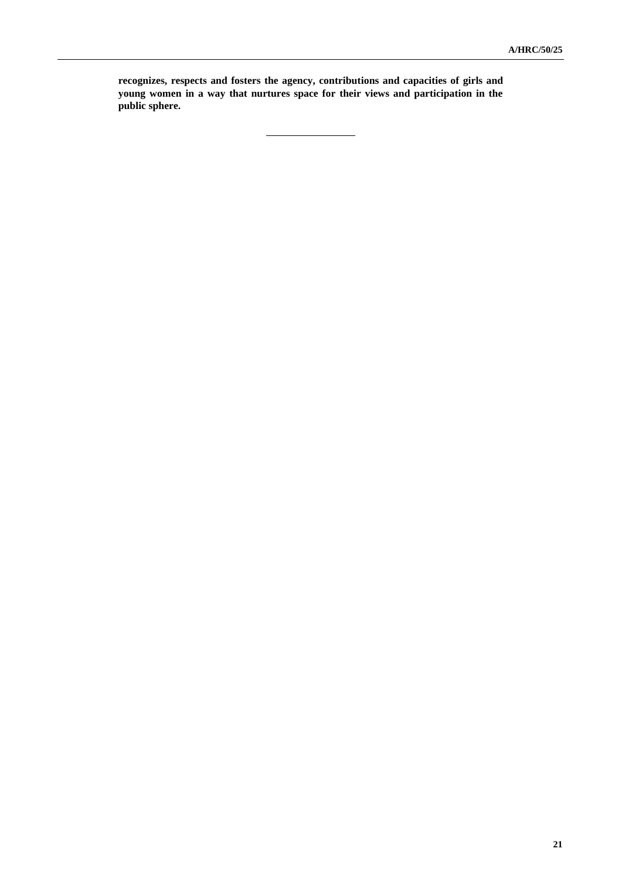**recognizes, respects and fosters the agency, contributions and capacities of girls and young women in a way that nurtures space for their views and participation in the public sphere.**